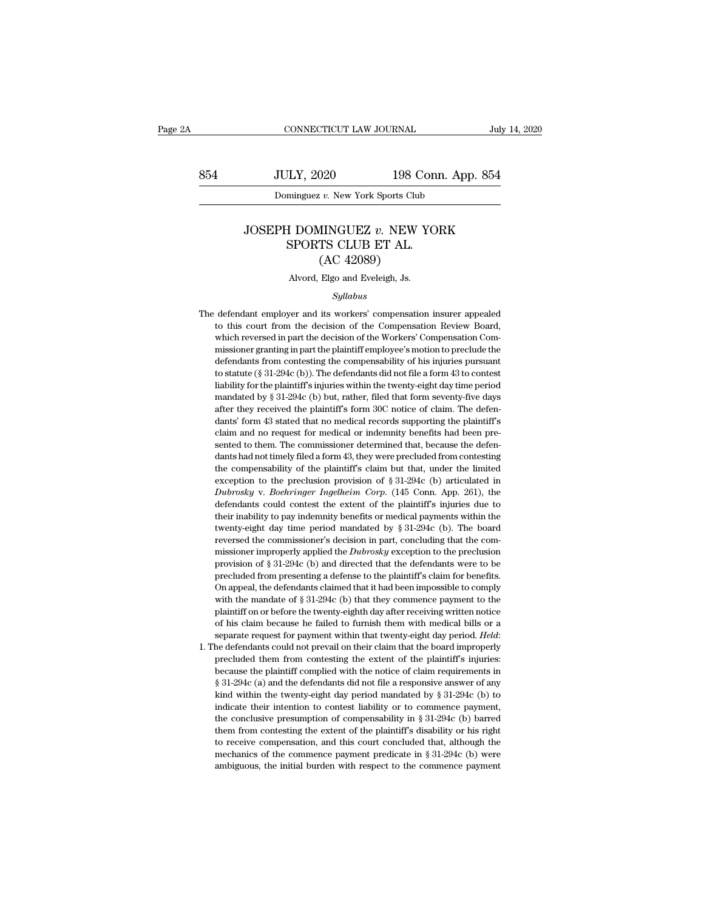# JOSEPH DOMINGUEZ *v.* NEW YORK SPORTS CLUB ET AL.
## (AC 42089)

Alvord, Elgo and Eveleigh, Js.

*Syllabus*

The defendant employer and its workers' compensation insurer appealed to this court from the decision of the Compensation Review Board, which reversed in part the decision of the Workers' Compensation Commissioner granting in part the plaintiff employee's motion to preclude the defendants from contesting the compensability of his injuries pursuant to statute (§ 31-294c (b)). The defendants did not file a form 43 to contest liability for the plaintiff's injuries within the twenty-eight day time period mandated by § 31-294c (b) but, rather, filed that form seventy-five days after they received the plaintiff's form 30C notice of claim. The defendants' form 43 stated that no medical records supporting the plaintiff's claim and no request for medical or indemnity benefits had been presented to them. The commissioner determined that, because the defendants had not timely filed a form 43, they were precluded from contesting the compensability of the plaintiff's claim but that, under the limited exception to the preclusion provision of § 31-294c (b) articulated in *Dubrosky* v. *Boehringer Ingelheim Corp.* (145 Conn. App. 261), the defendants could contest the extent of the plaintiff's injuries due to their inability to pay indemnity benefits or medical payments within the twenty-eight day time period mandated by § 31-294c (b). The board reversed the commissioner's decision in part, concluding that the commissioner improperly applied the *Dubrosky* exception to the preclusion provision of § 31-294c (b) and directed that the defendants were to be precluded from presenting a defense to the plaintiff's claim for benefits. On appeal, the defendants claimed that it had been impossible to comply with the mandate of § 31-294c (b) that they commence payment to the plaintiff on or before the twenty-eighth day after receiving written notice of his claim because he failed to furnish them with medical bills or a separate request for payment within that twenty-eight day period. *Held*:

1. The defendants could not prevail on their claim that the board improperly precluded them from contesting the extent of the plaintiff's injuries: because the plaintiff complied with the notice of claim requirements in § 31-294c (a) and the defendants did not file a responsive answer of any kind within the twenty-eight day period mandated by § 31-294c (b) to indicate their intention to contest liability or to commence payment, the conclusive presumption of compensability in § 31-294c (b) barred them from contesting the extent of the plaintiff's disability or his right to receive compensation, and this court concluded that, although the mechanics of the commence payment predicate in § 31-294c (b) were ambiguous, the initial burden with respect to the commence payment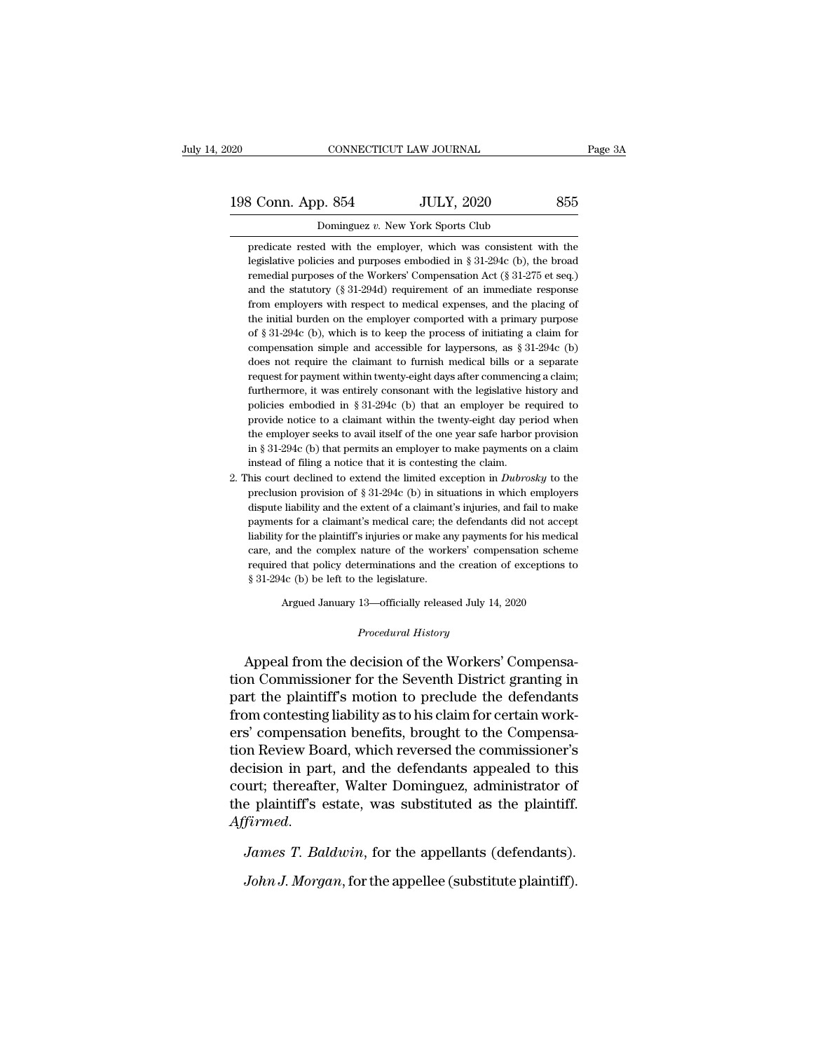predicate rested with the employer, which was consistent with the legislative policies and purposes embodied in § 31-294c (b), the broad remedial purposes of the Workers' Compensation Act (§ 31-275 et seq.) and the statutory (§ 31-294d) requirement of an immediate response from employers with respect to medical expenses, and the placing of the initial burden on the employer comported with a primary purpose of § 31-294c (b), which is to keep the process of initiating a claim for compensation simple and accessible for laypersons, as § 31-294c (b) does not require the claimant to furnish medical bills or a separate request for payment within twenty-eight days after commencing a claim; furthermore, it was entirely consonant with the legislative history and policies embodied in § 31-294c (b) that an employer be required to provide notice to a claimant within the twenty-eight day period when the employer seeks to avail itself of the one year safe harbor provision in § 31-294c (b) that permits an employer to make payments on a claim instead of filing a notice that it is contesting the claim.

2. This court declined to extend the limited exception in *Dubrosky* to the preclusion provision of § 31-294c (b) in situations in which employers dispute liability and the extent of a claimant's injuries, and fail to make payments for a claimant's medical care; the defendants did not accept liability for the plaintiff's injuries or make any payments for his medical care, and the complex nature of the workers' compensation scheme required that policy determinations and the creation of exceptions to § 31-294c (b) be left to the legislature.

Argued January 13—officially released July 14, 2020

*Procedural History*

Appeal from the decision of the Workers' Compensation Commissioner for the Seventh District granting in part the plaintiff's motion to preclude the defendants from contesting liability as to his claim for certain workers' compensation benefits, brought to the Compensation Review Board, which reversed the commissioner's decision in part, and the defendants appealed to this court; thereafter, Walter Dominguez, administrator of the plaintiff's estate, was substituted as the plaintiff. *Affirmed*.

*James T. Baldwin*, for the appellants (defendants).

*John J. Morgan*, for the appellee (substitute plaintiff).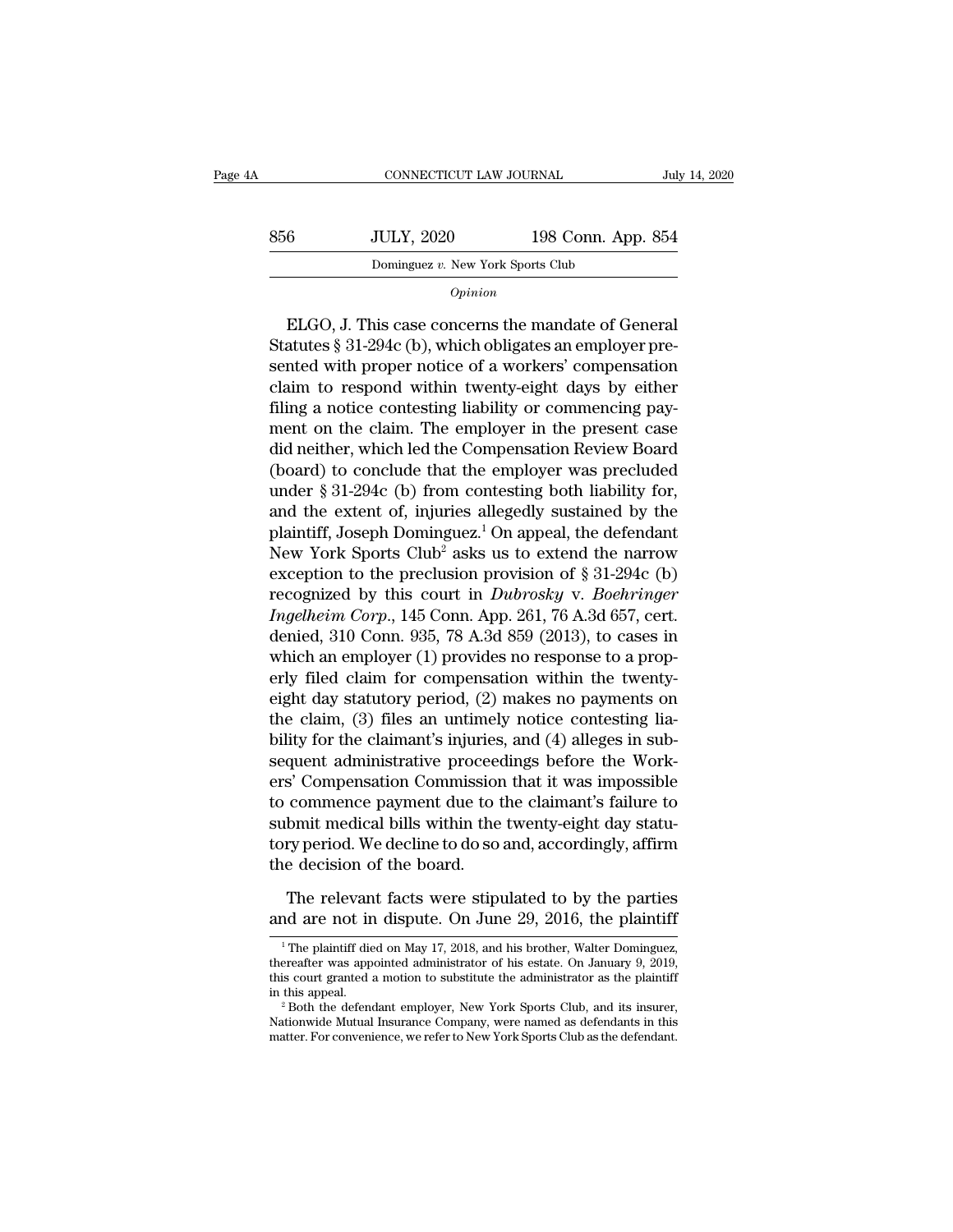*Opinion*

ELGO, J. This case concerns the mandate of General Statutes § 31-294c (b), which obligates an employer presented with proper notice of a workers' compensation claim to respond within twenty-eight days by either filing a notice contesting liability or commencing payment on the claim. The employer in the present case did neither, which led the Compensation Review Board (board) to conclude that the employer was precluded under § 31-294c (b) from contesting both liability for, and the extent of, injuries allegedly sustained by the plaintiff, Joseph Dominguez.[1] On appeal, the defendant New York Sports Club[2] asks us to extend the narrow exception to the preclusion provision of § 31-294c (b) recognized by this court in *Dubrosky* v. *Boehringer Ingelheim Corp.*, 145 Conn. App. 261, 76 A.3d 657, cert. denied, 310 Conn. 935, 78 A.3d 859 (2013), to cases in which an employer (1) provides no response to a properly filed claim for compensation within the twenty-eight day statutory period, (2) makes no payments on the claim, (3) files an untimely notice contesting liability for the claimant's injuries, and (4) alleges in subsequent administrative proceedings before the Workers' Compensation Commission that it was impossible to commence payment due to the claimant's failure to submit medical bills within the twenty-eight day statutory period. We decline to do so and, accordingly, affirm the decision of the board.

The relevant facts were stipulated to by the parties and are not in dispute. On June 29, 2016, the plaintiff

[1] The plaintiff died on May 17, 2018, and his brother, Walter Dominguez, thereafter was appointed administrator of his estate. On January 9, 2019, this court granted a motion to substitute the administrator as the plaintiff in this appeal.

[2] Both the defendant employer, New York Sports Club, and its insurer, Nationwide Mutual Insurance Company, were named as defendants in this matter. For convenience, we refer to New York Sports Club as the defendant.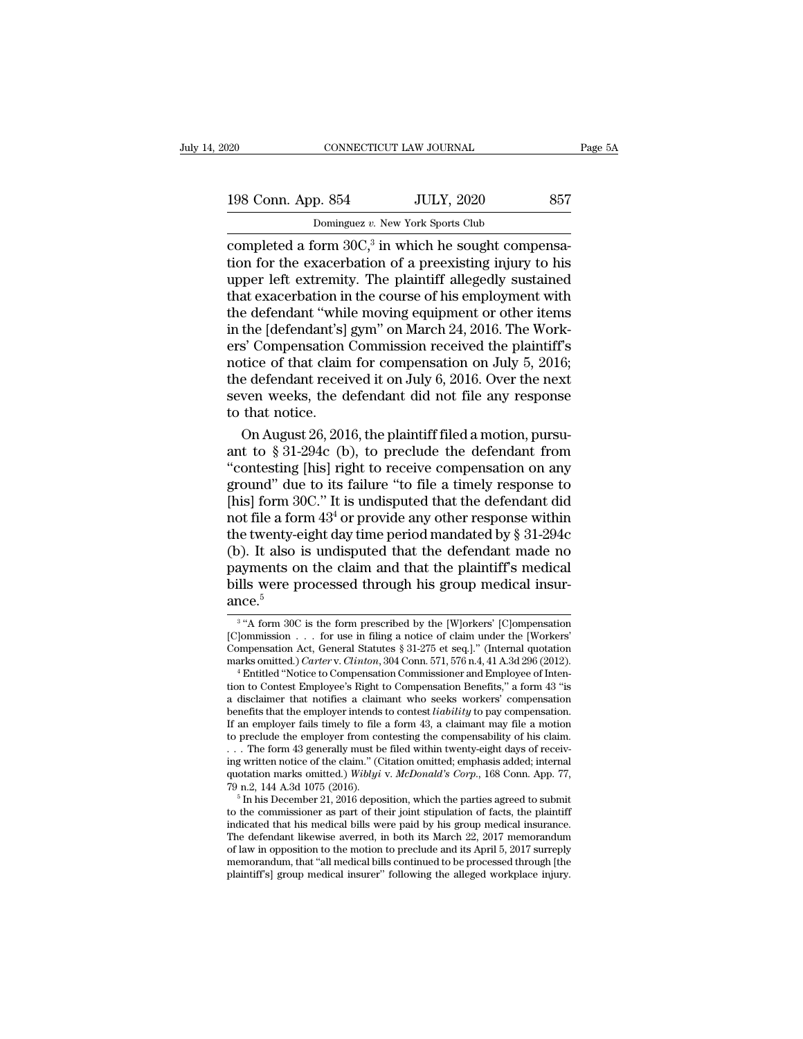completed a form 30C,[3] in which he sought compensation for the exacerbation of a preexisting injury to his upper left extremity. The plaintiff allegedly sustained that exacerbation in the course of his employment with the defendant "while moving equipment or other items in the [defendant's] gym" on March 24, 2016. The Workers' Compensation Commission received the plaintiff's notice of that claim for compensation on July 5, 2016; the defendant received it on July 6, 2016. Over the next seven weeks, the defendant did not file any response to that notice.

On August 26, 2016, the plaintiff filed a motion, pursuant to § 31-294c (b), to preclude the defendant from "contesting [his] right to receive compensation on any ground" due to its failure "to file a timely response to [his] form 30C." It is undisputed that the defendant did not file a form 43[4] or provide any other response within the twenty-eight day time period mandated by § 31-294c (b). It also is undisputed that the defendant made no payments on the claim and that the plaintiff's medical bills were processed through his group medical insurance.[5]

[3] "A form 30C is the form prescribed by the [W]orkers' [C]ompensation [C]ommission . . . for use in filing a notice of claim under the [Workers' Compensation Act, General Statutes § 31-275 et seq.]." (Internal quotation marks omitted.) *Carter* v. *Clinton*, 304 Conn. 571, 576 n.4, 41 A.3d 296 (2012).

[4] Entitled "Notice to Compensation Commissioner and Employee of Intention to Contest Employee's Right to Compensation Benefits," a form 43 "is a disclaimer that notifies a claimant who seeks workers' compensation benefits that the employer intends to contest *liability* to pay compensation. If an employer fails timely to file a form 43, a claimant may file a motion to preclude the employer from contesting the compensability of his claim. . . . The form 43 generally must be filed within twenty-eight days of receiving written notice of the claim." (Citation omitted; emphasis added; internal quotation marks omitted.) *Wiblyi* v. *McDonald's Corp.*, 168 Conn. App. 77, 79 n.2, 144 A.3d 1075 (2016).

[5] In his December 21, 2016 deposition, which the parties agreed to submit to the commissioner as part of their joint stipulation of facts, the plaintiff indicated that his medical bills were paid by his group medical insurance. The defendant likewise averred, in both its March 22, 2017 memorandum of law in opposition to the motion to preclude and its April 5, 2017 surreply memorandum, that "all medical bills continued to be processed through [the plaintiff's] group medical insurer" following the alleged workplace injury.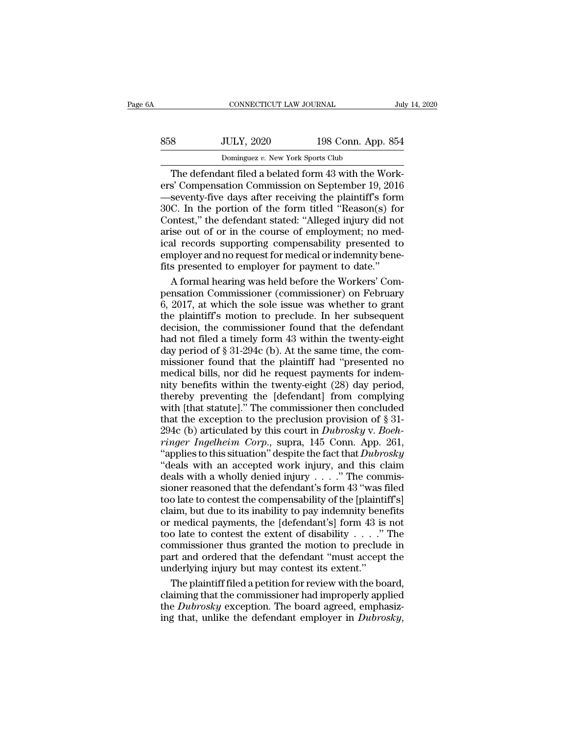The defendant filed a belated form 43 with the Workers' Compensation Commission on September 19, 2016—seventy-five days after receiving the plaintiff's form 30C. In the portion of the form titled "Reason(s) for Contest," the defendant stated: "Alleged injury did not arise out of or in the course of employment; no medical records supporting compensability presented to employer and no request for medical or indemnity benefits presented to employer for payment to date."

A formal hearing was held before the Workers' Compensation Commissioner (commissioner) on February 6, 2017, at which the sole issue was whether to grant the plaintiff's motion to preclude. In her subsequent decision, the commissioner found that the defendant had not filed a timely form 43 within the twenty-eight day period of § 31-294c (b). At the same time, the commissioner found that the plaintiff had "presented no medical bills, nor did he request payments for indemnity benefits within the twenty-eight (28) day period, thereby preventing the [defendant] from complying with [that statute]." The commissioner then concluded that the exception to the preclusion provision of § 31-294c (b) articulated by this court in *Dubrosky* v. *Boehringer Ingelheim Corp.*, supra, 145 Conn. App. 261, "applies to this situation" despite the fact that *Dubrosky* "deals with an accepted work injury, and this claim deals with a wholly denied injury . . . ." The commissioner reasoned that the defendant's form 43 "was filed too late to contest the compensability of the [plaintiff's] claim, but due to its inability to pay indemnity benefits or medical payments, the [defendant's] form 43 is not too late to contest the extent of disability . . . ." The commissioner thus granted the motion to preclude in part and ordered that the defendant "must accept the underlying injury but may contest its extent."

The plaintiff filed a petition for review with the board, claiming that the commissioner had improperly applied the *Dubrosky* exception. The board agreed, emphasizing that, unlike the defendant employer in *Dubrosky*,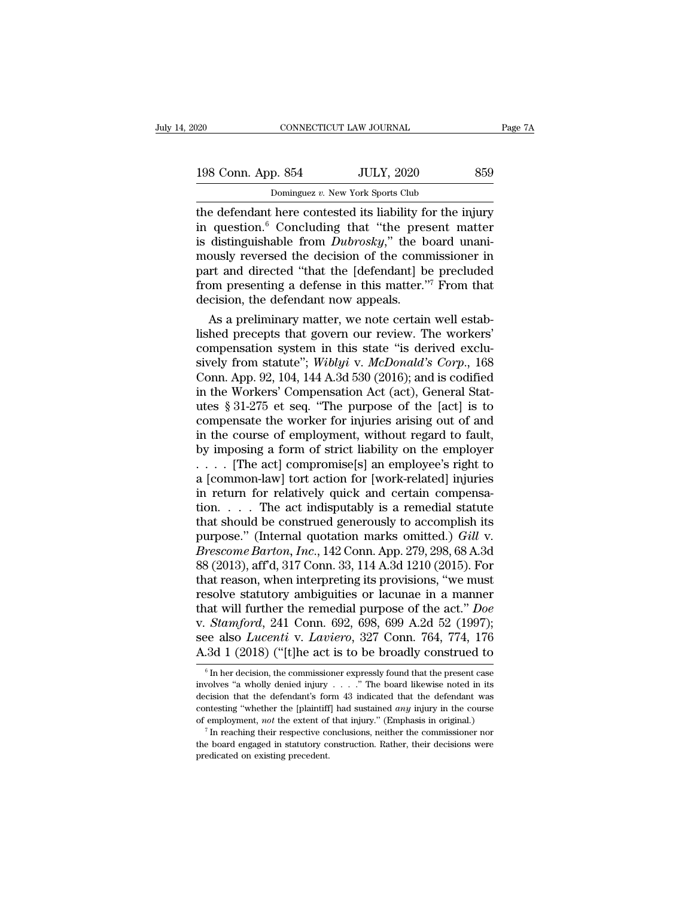the defendant here contested its liability for the injury in question.[6] Concluding that "the present matter is distinguishable from *Dubrosky*," the board unanimously reversed the decision of the commissioner in part and directed "that the [defendant] be precluded from presenting a defense in this matter."[7] From that decision, the defendant now appeals.

As a preliminary matter, we note certain well established precepts that govern our review. The workers' compensation system in this state "is derived exclusively from statute"; *Wiblyi* v. *McDonald's Corp.*, 168 Conn. App. 92, 104, 144 A.3d 530 (2016); and is codified in the Workers' Compensation Act (act), General Statutes § 31-275 et seq. "The purpose of the [act] is to compensate the worker for injuries arising out of and in the course of employment, without regard to fault, by imposing a form of strict liability on the employer . . . . [The act] compromise[s] an employee's right to a [common-law] tort action for [work-related] injuries in return for relatively quick and certain compensation. . . . The act indisputably is a remedial statute that should be construed generously to accomplish its purpose." (Internal quotation marks omitted.) *Gill* v. *Brescome Barton, Inc.*, 142 Conn. App. 279, 298, 68 A.3d 88 (2013), aff'd, 317 Conn. 33, 114 A.3d 1210 (2015). For that reason, when interpreting its provisions, "we must resolve statutory ambiguities or lacunae in a manner that will further the remedial purpose of the act." *Doe* v. *Stamford*, 241 Conn. 692, 698, 699 A.2d 52 (1997); see also *Lucenti* v. *Laviero*, 327 Conn. 764, 774, 176 A.3d 1 (2018) ("[t]he act is to be broadly construed to

---

[6] In her decision, the commissioner expressly found that the present case involves "a wholly denied injury . . . ." The board likewise noted in its decision that the defendant's form 43 indicated that the defendant was contesting "whether the [plaintiff] had sustained *any* injury in the course of employment, *not* the extent of that injury." (Emphasis in original.)

[7] In reaching their respective conclusions, neither the commissioner nor the board engaged in statutory construction. Rather, their decisions were predicated on existing precedent.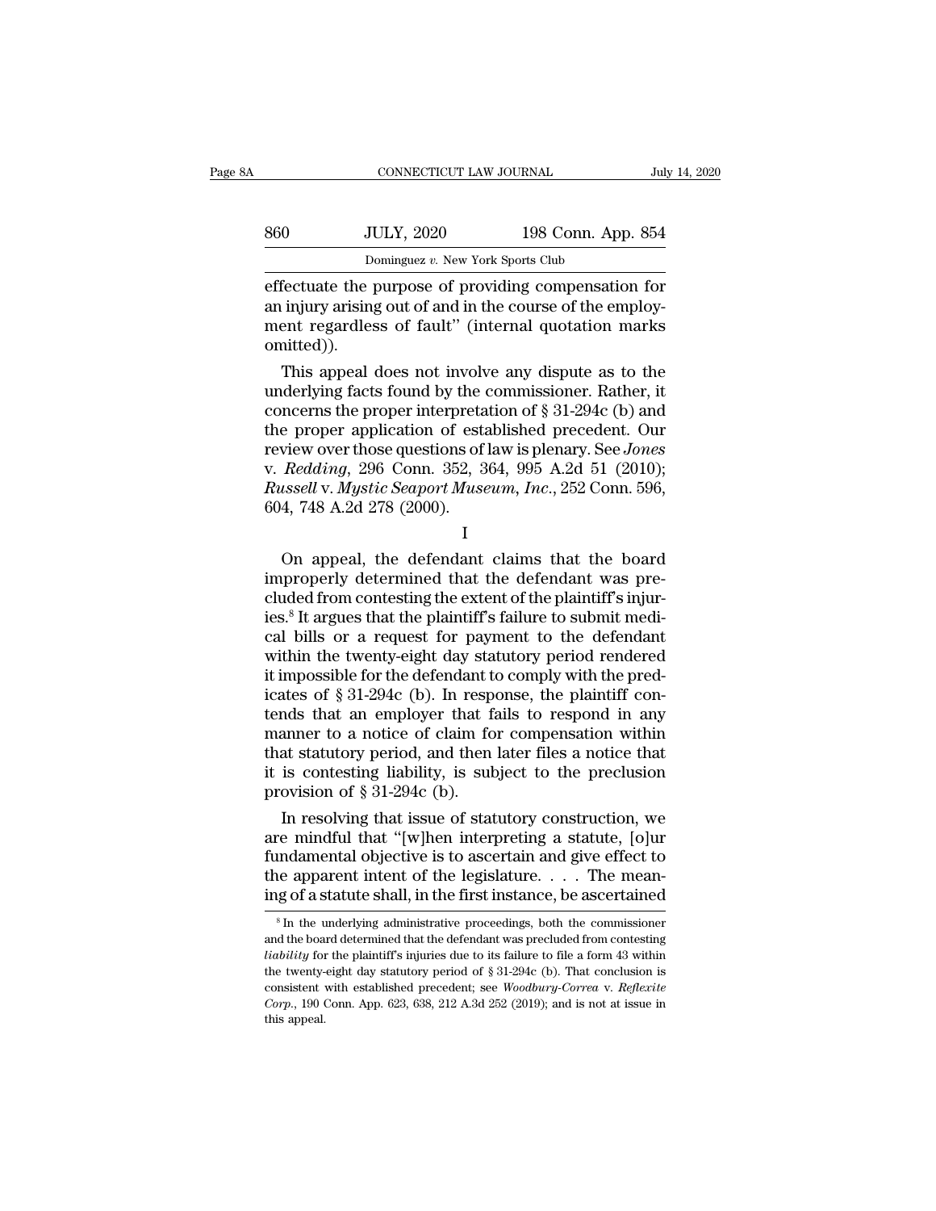effectuate the purpose of providing compensation for an injury arising out of and in the course of the employment regardless of fault" (internal quotation marks omitted)).

This appeal does not involve any dispute as to the underlying facts found by the commissioner. Rather, it concerns the proper interpretation of § 31-294c (b) and the proper application of established precedent. Our review over those questions of law is plenary. See *Jones* v. *Redding*, 296 Conn. 352, 364, 995 A.2d 51 (2010); *Russell* v. *Mystic Seaport Museum, Inc.*, 252 Conn. 596, 604, 748 A.2d 278 (2000).

I

On appeal, the defendant claims that the board improperly determined that the defendant was precluded from contesting the extent of the plaintiff's injuries.[8] It argues that the plaintiff's failure to submit medical bills or a request for payment to the defendant within the twenty-eight day statutory period rendered it impossible for the defendant to comply with the predicates of § 31-294c (b). In response, the plaintiff contends that an employer that fails to respond in any manner to a notice of claim for compensation within that statutory period, and then later files a notice that it is contesting liability, is subject to the preclusion provision of § 31-294c (b).

In resolving that issue of statutory construction, we are mindful that "[w]hen interpreting a statute, [o]ur fundamental objective is to ascertain and give effect to the apparent intent of the legislature. . . . The meaning of a statute shall, in the first instance, be ascertained

---

[8] In the underlying administrative proceedings, both the commissioner and the board determined that the defendant was precluded from contesting *liability* for the plaintiff's injuries due to its failure to file a form 43 within the twenty-eight day statutory period of § 31-294c (b). That conclusion is consistent with established precedent; see *Woodbury-Correa* v. *Reflexite Corp.*, 190 Conn. App. 623, 638, 212 A.3d 252 (2019); and is not at issue in this appeal.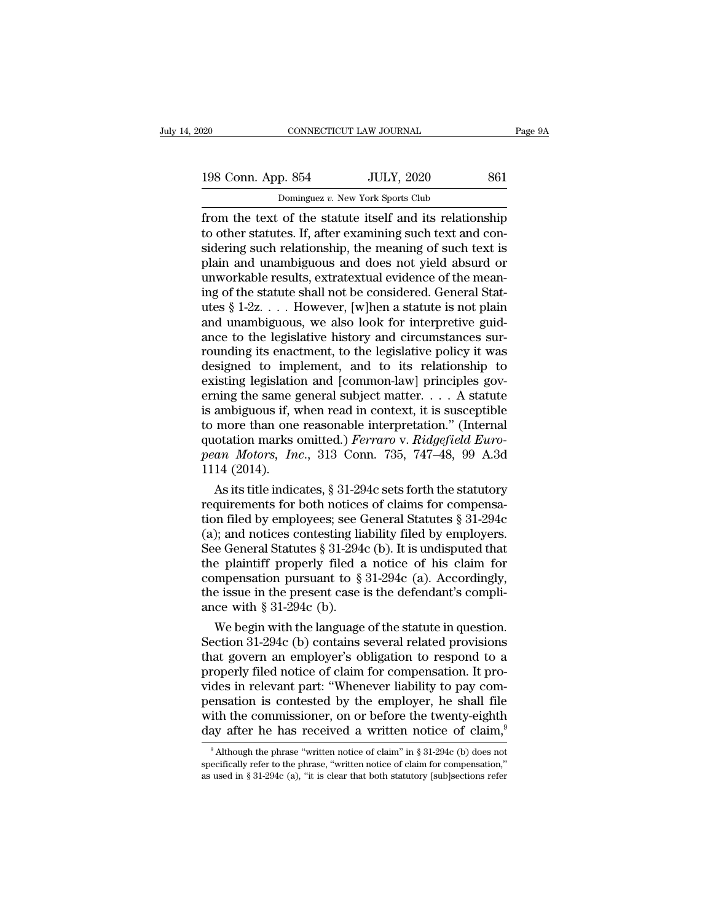from the text of the statute itself and its relationship to other statutes. If, after examining such text and considering such relationship, the meaning of such text is plain and unambiguous and does not yield absurd or unworkable results, extratextual evidence of the meaning of the statute shall not be considered. General Statutes § 1-2z. . . . However, [w]hen a statute is not plain and unambiguous, we also look for interpretive guidance to the legislative history and circumstances surrounding its enactment, to the legislative policy it was designed to implement, and to its relationship to existing legislation and [common-law] principles governing the same general subject matter. . . . A statute is ambiguous if, when read in context, it is susceptible to more than one reasonable interpretation." (Internal quotation marks omitted.) *Ferraro* v. *Ridgefield European Motors, Inc.*, 313 Conn. 735, 747–48, 99 A.3d 1114 (2014).

As its title indicates, § 31-294c sets forth the statutory requirements for both notices of claims for compensation filed by employees; see General Statutes § 31-294c (a); and notices contesting liability filed by employers. See General Statutes § 31-294c (b). It is undisputed that the plaintiff properly filed a notice of his claim for compensation pursuant to § 31-294c (a). Accordingly, the issue in the present case is the defendant's compliance with § 31-294c (b).

We begin with the language of the statute in question. Section 31-294c (b) contains several related provisions that govern an employer's obligation to respond to a properly filed notice of claim for compensation. It provides in relevant part: "Whenever liability to pay compensation is contested by the employer, he shall file with the commissioner, on or before the twenty-eighth day after he has received a written notice of claim,[9]

[9] Although the phrase "written notice of claim" in § 31-294c (b) does not specifically refer to the phrase, "written notice of claim for compensation," as used in § 31-294c (a), "it is clear that both statutory [sub]sections refer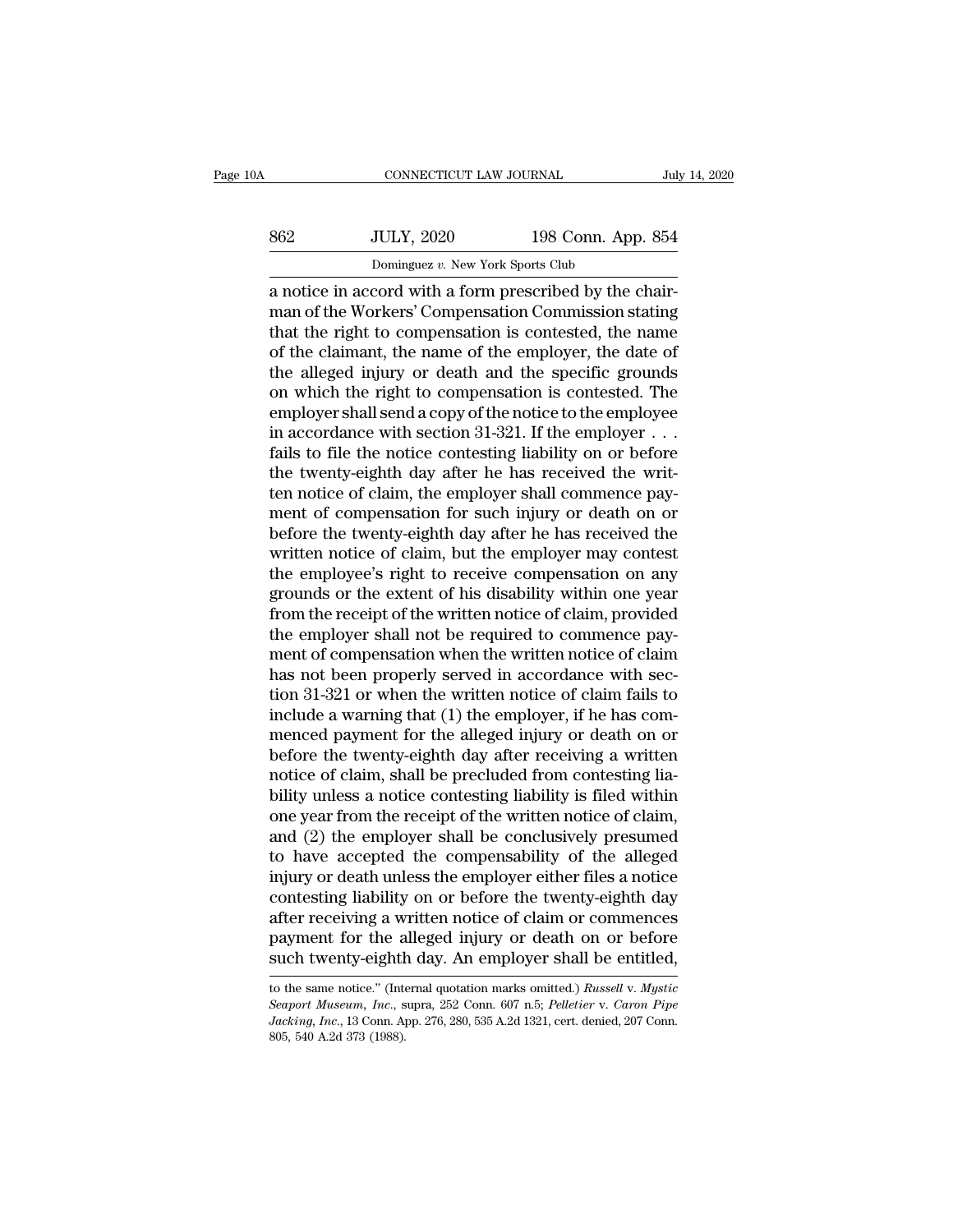a notice in accord with a form prescribed by the chairman of the Workers' Compensation Commission stating that the right to compensation is contested, the name of the claimant, the name of the employer, the date of the alleged injury or death and the specific grounds on which the right to compensation is contested. The employer shall send a copy of the notice to the employee in accordance with section 31-321. If the employer . . . fails to file the notice contesting liability on or before the twenty-eighth day after he has received the written notice of claim, the employer shall commence payment of compensation for such injury or death on or before the twenty-eighth day after he has received the written notice of claim, but the employer may contest the employee's right to receive compensation on any grounds or the extent of his disability within one year from the receipt of the written notice of claim, provided the employer shall not be required to commence payment of compensation when the written notice of claim has not been properly served in accordance with section 31-321 or when the written notice of claim fails to include a warning that (1) the employer, if he has commenced payment for the alleged injury or death on or before the twenty-eighth day after receiving a written notice of claim, shall be precluded from contesting liability unless a notice contesting liability is filed within one year from the receipt of the written notice of claim, and (2) the employer shall be conclusively presumed to have accepted the compensability of the alleged injury or death unless the employer either files a notice contesting liability on or before the twenty-eighth day after receiving a written notice of claim or commences payment for the alleged injury or death on or before such twenty-eighth day. An employer shall be entitled,

---

to the same notice." (Internal quotation marks omitted.) *Russell* v. *Mystic Seaport Museum, Inc.*, supra, 252 Conn. 607 n.5; *Pelletier* v. *Caron Pipe Jacking, Inc.*, 13 Conn. App. 276, 280, 535 A.2d 1321, cert. denied, 207 Conn. 805, 540 A.2d 373 (1988).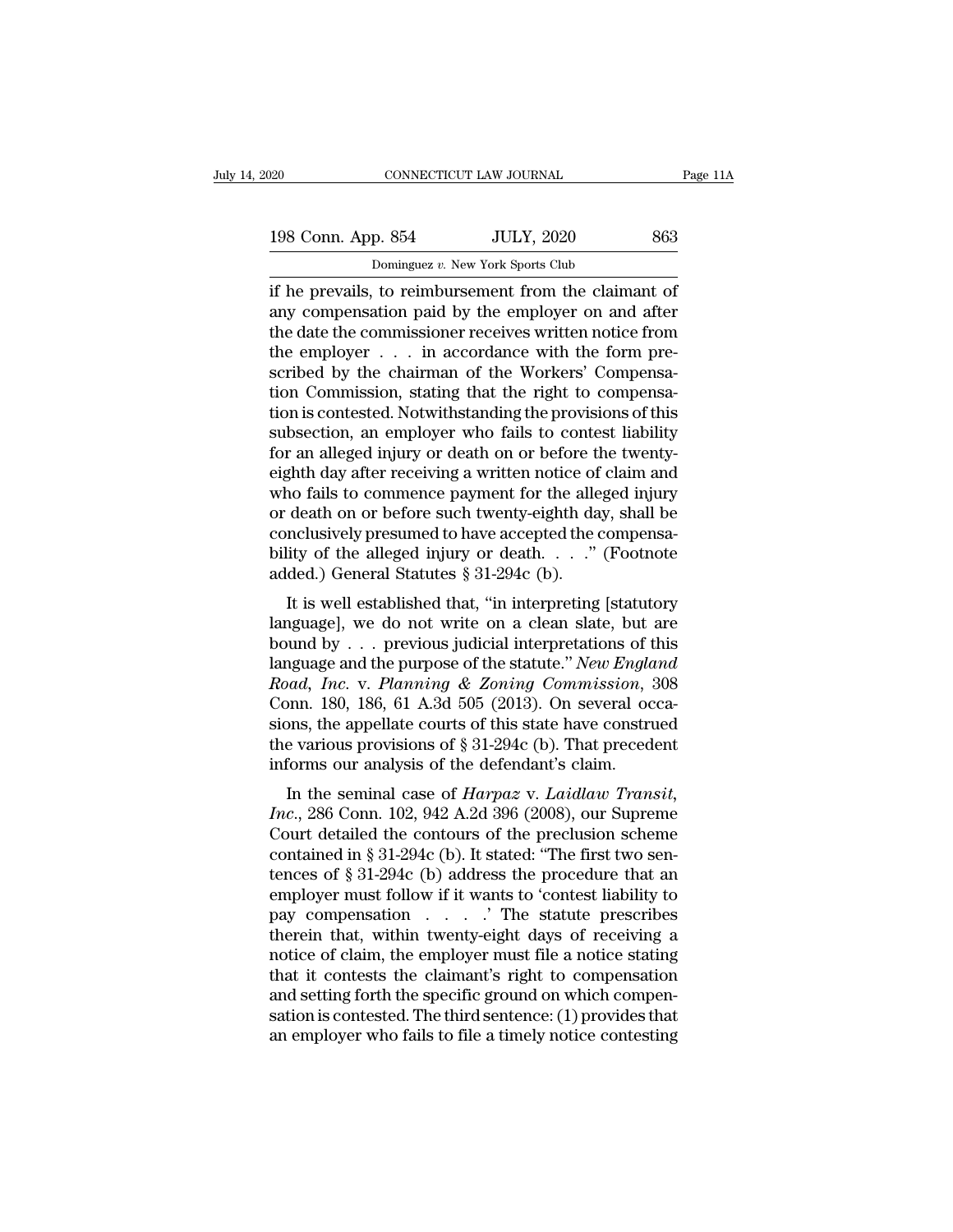if he prevails, to reimbursement from the claimant of any compensation paid by the employer on and after the date the commissioner receives written notice from the employer . . . in accordance with the form prescribed by the chairman of the Workers' Compensation Commission, stating that the right to compensation is contested. Notwithstanding the provisions of this subsection, an employer who fails to contest liability for an alleged injury or death on or before the twenty-eighth day after receiving a written notice of claim and who fails to commence payment for the alleged injury or death on or before such twenty-eighth day, shall be conclusively presumed to have accepted the compensability of the alleged injury or death. . . ." (Footnote added.) General Statutes § 31-294c (b).

It is well established that, "in interpreting [statutory language], we do not write on a clean slate, but are bound by . . . previous judicial interpretations of this language and the purpose of the statute." *New England Road, Inc.* v. *Planning & Zoning Commission*, 308 Conn. 180, 186, 61 A.3d 505 (2013). On several occasions, the appellate courts of this state have construed the various provisions of § 31-294c (b). That precedent informs our analysis of the defendant's claim.

In the seminal case of *Harpaz* v. *Laidlaw Transit, Inc.*, 286 Conn. 102, 942 A.2d 396 (2008), our Supreme Court detailed the contours of the preclusion scheme contained in § 31-294c (b). It stated: "The first two sentences of § 31-294c (b) address the procedure that an employer must follow if it wants to 'contest liability to pay compensation . . . .' The statute prescribes therein that, within twenty-eight days of receiving a notice of claim, the employer must file a notice stating that it contests the claimant's right to compensation and setting forth the specific ground on which compensation is contested. The third sentence: (1) provides that an employer who fails to file a timely notice contesting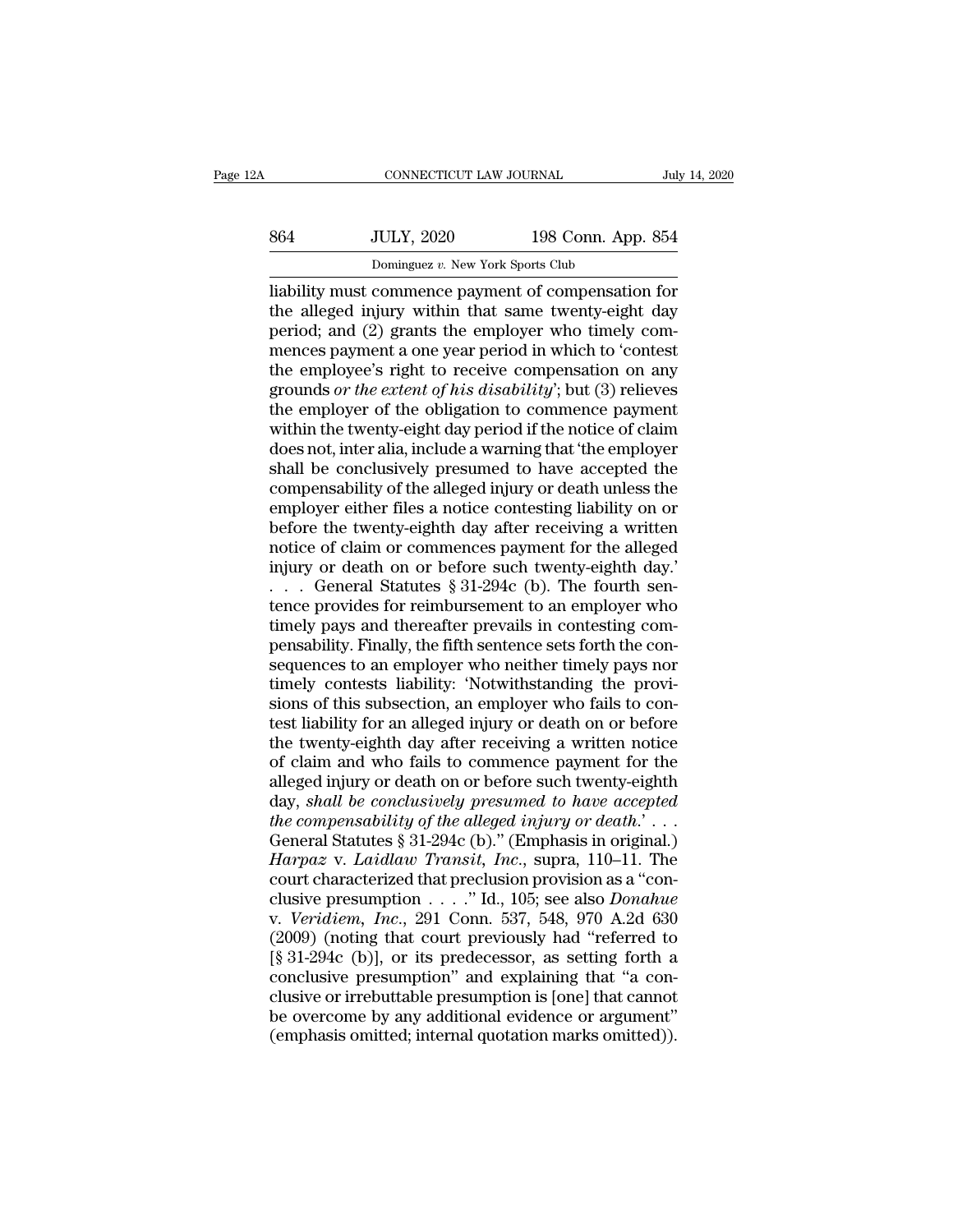liability must commence payment of compensation for the alleged injury within that same twenty-eight day period; and (2) grants the employer who timely commences payment a one year period in which to 'contest the employee's right to receive compensation on any grounds *or the extent of his disability*'; but (3) relieves the employer of the obligation to commence payment within the twenty-eight day period if the notice of claim does not, inter alia, include a warning that 'the employer shall be conclusively presumed to have accepted the compensability of the alleged injury or death unless the employer either files a notice contesting liability on or before the twenty-eighth day after receiving a written notice of claim or commences payment for the alleged injury or death on or before such twenty-eighth day.' . . . General Statutes § 31-294c (b). The fourth sentence provides for reimbursement to an employer who timely pays and thereafter prevails in contesting compensability. Finally, the fifth sentence sets forth the consequences to an employer who neither timely pays nor timely contests liability: 'Notwithstanding the provisions of this subsection, an employer who fails to contest liability for an alleged injury or death on or before the twenty-eighth day after receiving a written notice of claim and who fails to commence payment for the alleged injury or death on or before such twenty-eighth day, *shall be conclusively presumed to have accepted the compensability of the alleged injury or death*.' . . . General Statutes § 31-294c (b)." (Emphasis in original.) *Harpaz* v. *Laidlaw Transit, Inc.*, supra, 110–11. The court characterized that preclusion provision as a "conclusive presumption . . . ." Id., 105; see also *Donahue* v. *Veridiem, Inc.*, 291 Conn. 537, 548, 970 A.2d 630 (2009) (noting that court previously had "referred to [§ 31-294c (b)], or its predecessor, as setting forth a conclusive presumption" and explaining that "a conclusive or irrebuttable presumption is [one] that cannot be overcome by any additional evidence or argument" (emphasis omitted; internal quotation marks omitted)).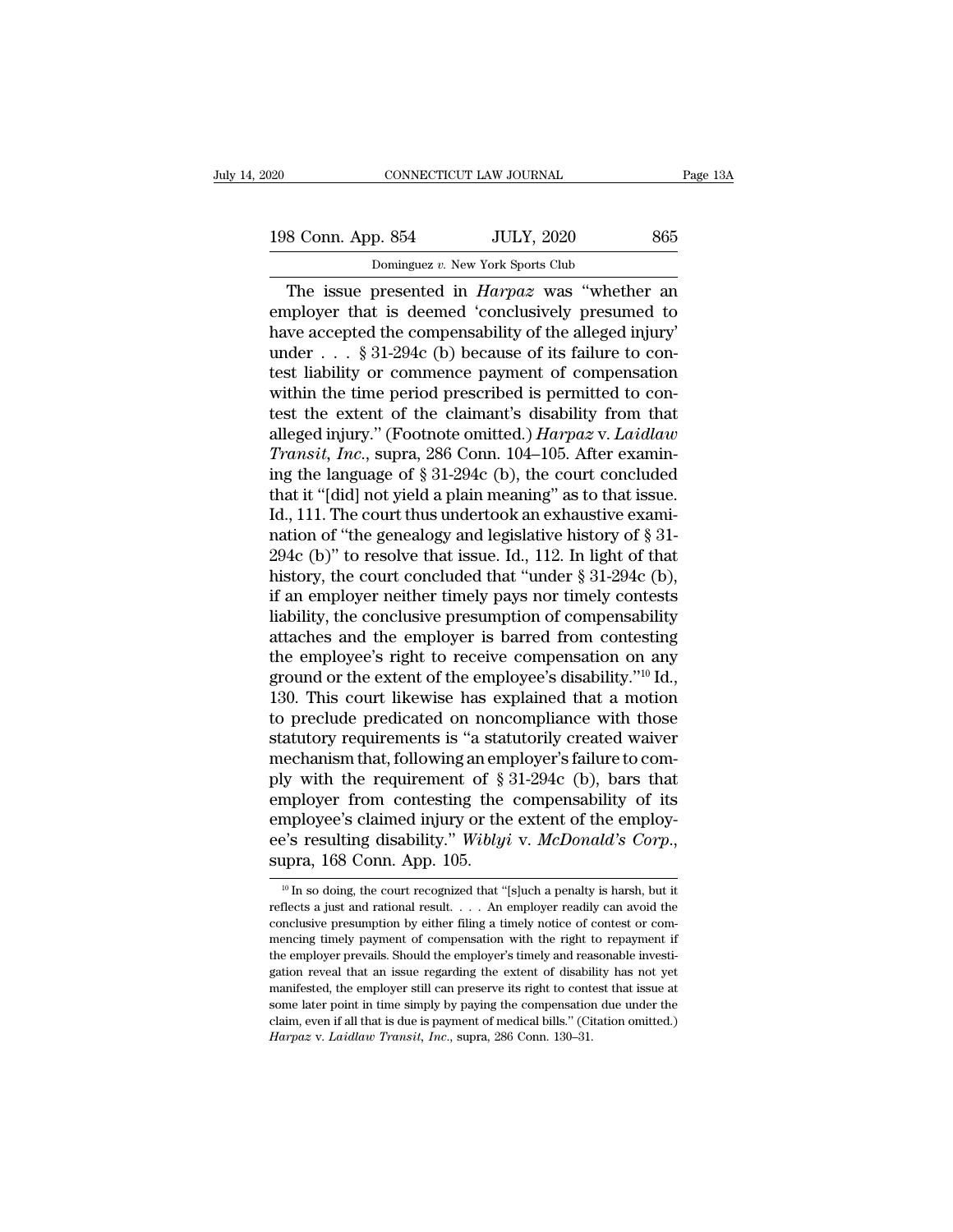The issue presented in *Harpaz* was "whether an employer that is deemed 'conclusively presumed to have accepted the compensability of the alleged injury' under . . . § 31-294c (b) because of its failure to contest liability or commence payment of compensation within the time period prescribed is permitted to contest the extent of the claimant's disability from that alleged injury." (Footnote omitted.) *Harpaz* v. *Laidlaw Transit, Inc.*, supra, 286 Conn. 104–105. After examining the language of § 31-294c (b), the court concluded that it "[did] not yield a plain meaning" as to that issue. Id., 111. The court thus undertook an exhaustive examination of "the genealogy and legislative history of § 31-294c (b)" to resolve that issue. Id., 112. In light of that history, the court concluded that "under § 31-294c (b), if an employer neither timely pays nor timely contests liability, the conclusive presumption of compensability attaches and the employer is barred from contesting the employee's right to receive compensation on any ground or the extent of the employee's disability."[10] Id., 130. This court likewise has explained that a motion to preclude predicated on noncompliance with those statutory requirements is "a statutorily created waiver mechanism that, following an employer's failure to comply with the requirement of § 31-294c (b), bars that employer from contesting the compensability of its employee's claimed injury or the extent of the employee's resulting disability." *Wiblyi* v. *McDonald's Corp.*, supra, 168 Conn. App. 105.

[10] In so doing, the court recognized that "[s]uch a penalty is harsh, but it reflects a just and rational result. . . . An employer readily can avoid the conclusive presumption by either filing a timely notice of contest or commencing timely payment of compensation with the right to repayment if the employer prevails. Should the employer's timely and reasonable investigation reveal that an issue regarding the extent of disability has not yet manifested, the employer still can preserve its right to contest that issue at some later point in time simply by paying the compensation due under the claim, even if all that is due is payment of medical bills." (Citation omitted.) *Harpaz* v. *Laidlaw Transit, Inc.*, supra, 286 Conn. 130–31.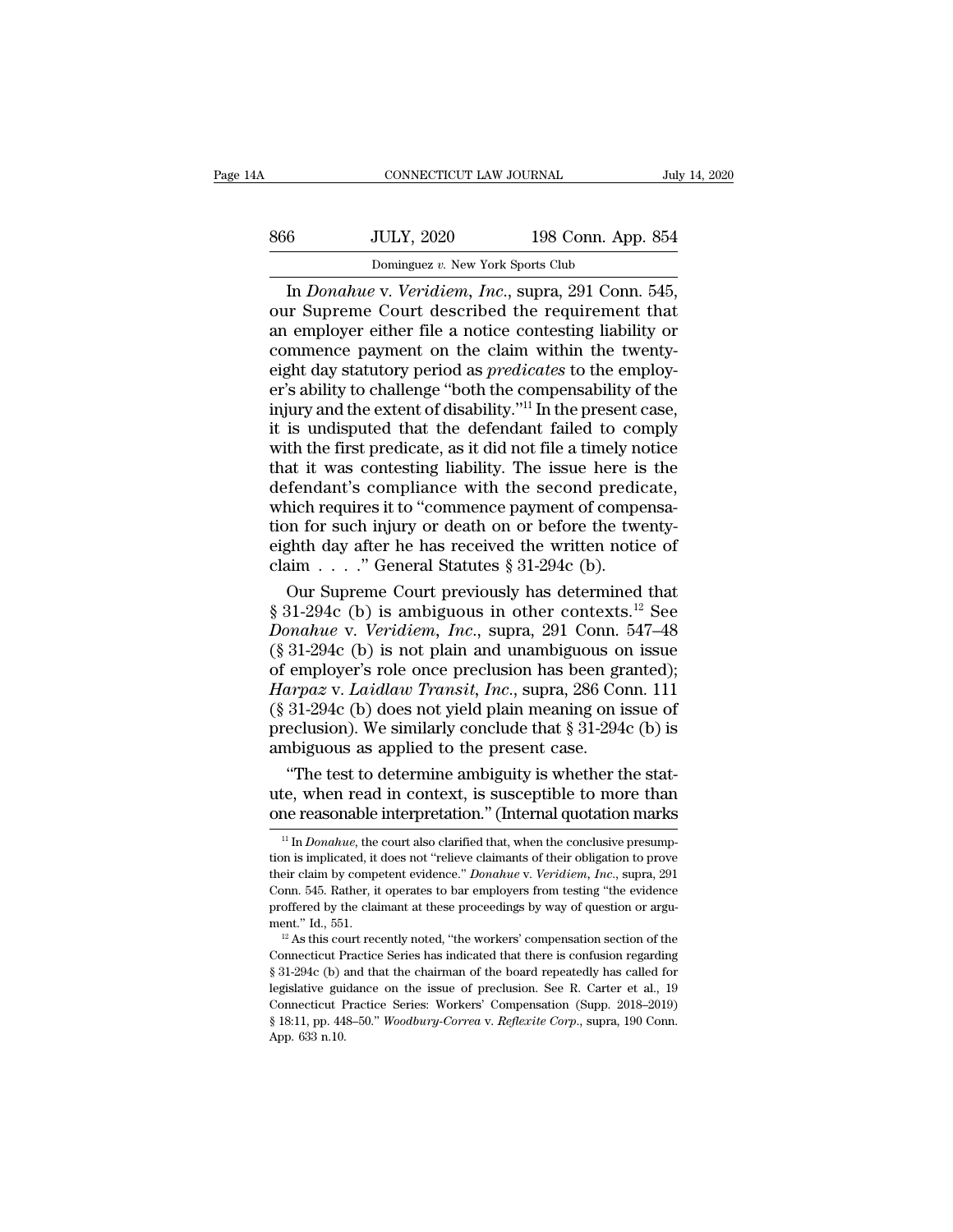In *Donahue* v. *Veridiem, Inc.*, supra, 291 Conn. 545, our Supreme Court described the requirement that an employer either file a notice contesting liability or commence payment on the claim within the twenty-eight day statutory period as *predicates* to the employer's ability to challenge "both the compensability of the injury and the extent of disability."[11] In the present case, it is undisputed that the defendant failed to comply with the first predicate, as it did not file a timely notice that it was contesting liability. The issue here is the defendant's compliance with the second predicate, which requires it to "commence payment of compensation for such injury or death on or before the twenty-eighth day after he has received the written notice of claim . . . ." General Statutes § 31-294c (b).

Our Supreme Court previously has determined that § 31-294c (b) is ambiguous in other contexts.[12] See *Donahue* v. *Veridiem, Inc.*, supra, 291 Conn. 547–48 (§ 31-294c (b) is not plain and unambiguous on issue of employer's role once preclusion has been granted); *Harpaz* v. *Laidlaw Transit, Inc.*, supra, 286 Conn. 111 (§ 31-294c (b) does not yield plain meaning on issue of preclusion). We similarly conclude that § 31-294c (b) is ambiguous as applied to the present case.

"The test to determine ambiguity is whether the statute, when read in context, is susceptible to more than one reasonable interpretation." (Internal quotation marks

---

[11] In *Donahue*, the court also clarified that, when the conclusive presumption is implicated, it does not "relieve claimants of their obligation to prove their claim by competent evidence." *Donahue* v. *Veridiem, Inc.*, supra, 291 Conn. 545. Rather, it operates to bar employers from testing "the evidence proffered by the claimant at these proceedings by way of question or argument." Id., 551.

[12] As this court recently noted, "the workers' compensation section of the Connecticut Practice Series has indicated that there is confusion regarding § 31-294c (b) and that the chairman of the board repeatedly has called for legislative guidance on the issue of preclusion. See R. Carter et al., 19 Connecticut Practice Series: Workers' Compensation (Supp. 2018–2019) § 18:11, pp. 448–50." *Woodbury-Correa* v. *Reflexite Corp.*, supra, 190 Conn. App. 633 n.10.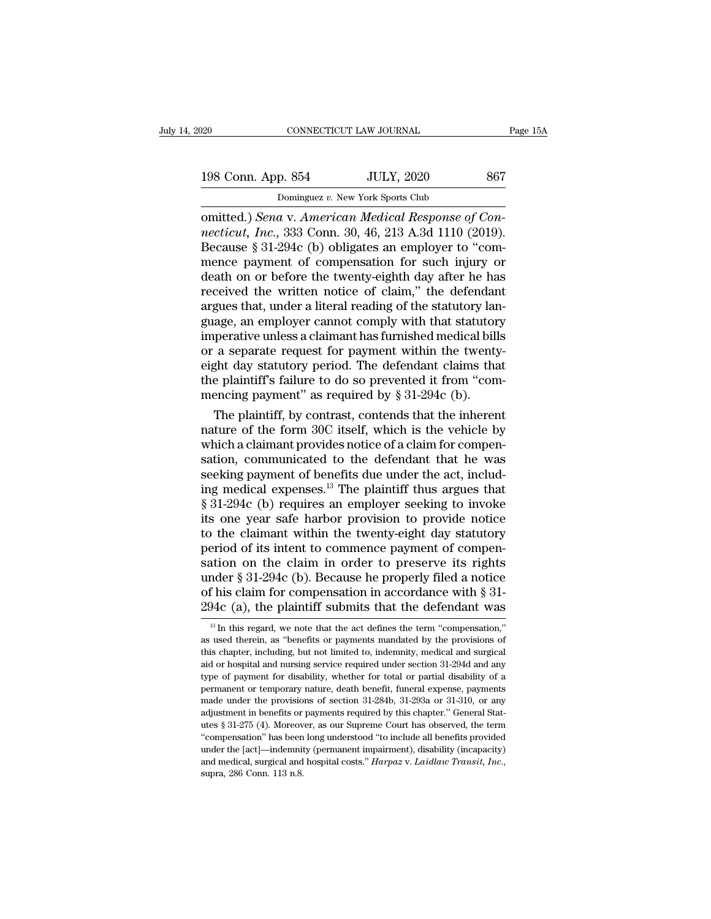omitted.) *Sena* v. *American Medical Response of Connecticut, Inc.*, 333 Conn. 30, 46, 213 A.3d 1110 (2019). Because § 31-294c (b) obligates an employer to "commence payment of compensation for such injury or death on or before the twenty-eighth day after he has received the written notice of claim," the defendant argues that, under a literal reading of the statutory language, an employer cannot comply with that statutory imperative unless a claimant has furnished medical bills or a separate request for payment within the twenty-eight day statutory period. The defendant claims that the plaintiff's failure to do so prevented it from "commencing payment" as required by § 31-294c (b).

The plaintiff, by contrast, contends that the inherent nature of the form 30C itself, which is the vehicle by which a claimant provides notice of a claim for compensation, communicated to the defendant that he was seeking payment of benefits due under the act, including medical expenses.[13] The plaintiff thus argues that § 31-294c (b) requires an employer seeking to invoke its one year safe harbor provision to provide notice to the claimant within the twenty-eight day statutory period of its intent to commence payment of compensation on the claim in order to preserve its rights under § 31-294c (b). Because he properly filed a notice of his claim for compensation in accordance with § 31-294c (a), the plaintiff submits that the defendant was

[13] In this regard, we note that the act defines the term "compensation," as used therein, as "benefits or payments mandated by the provisions of this chapter, including, but not limited to, indemnity, medical and surgical aid or hospital and nursing service required under section 31-294d and any type of payment for disability, whether for total or partial disability of a permanent or temporary nature, death benefit, funeral expense, payments made under the provisions of section 31-284b, 31-293a or 31-310, or any adjustment in benefits or payments required by this chapter." General Statutes § 31-275 (4). Moreover, as our Supreme Court has observed, the term "compensation" has been long understood "to include all benefits provided under the [act]—indemnity (permanent impairment), disability (incapacity) and medical, surgical and hospital costs." *Harpaz* v. *Laidlaw Transit, Inc.*, supra, 286 Conn. 113 n.8.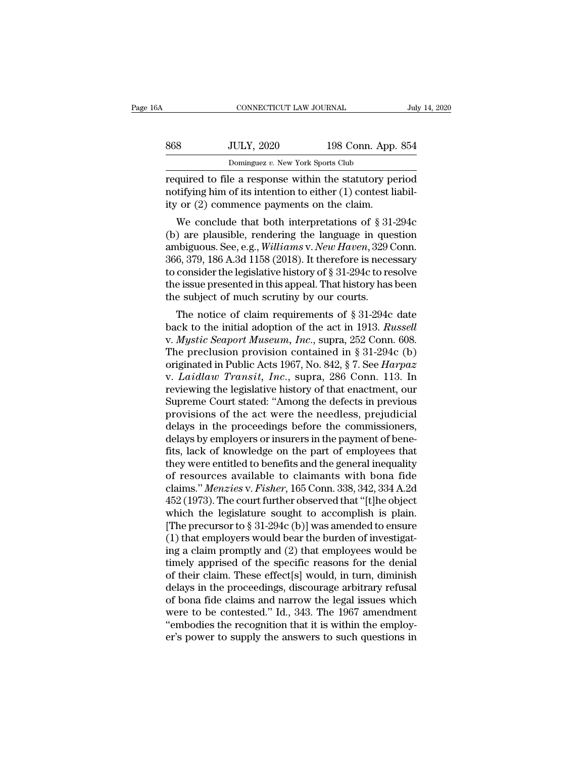required to file a response within the statutory period notifying him of its intention to either (1) contest liability or (2) commence payments on the claim.

We conclude that both interpretations of § 31-294c (b) are plausible, rendering the language in question ambiguous. See, e.g., *Williams* v. *New Haven*, 329 Conn. 366, 379, 186 A.3d 1158 (2018). It therefore is necessary to consider the legislative history of § 31-294c to resolve the issue presented in this appeal. That history has been the subject of much scrutiny by our courts.

The notice of claim requirements of § 31-294c date back to the initial adoption of the act in 1913. *Russell* v. *Mystic Seaport Museum, Inc.*, supra, 252 Conn. 608. The preclusion provision contained in § 31-294c (b) originated in Public Acts 1967, No. 842, § 7. See *Harpaz* v. *Laidlaw Transit, Inc.*, supra, 286 Conn. 113. In reviewing the legislative history of that enactment, our Supreme Court stated: "Among the defects in previous provisions of the act were the needless, prejudicial delays in the proceedings before the commissioners, delays by employers or insurers in the payment of benefits, lack of knowledge on the part of employees that they were entitled to benefits and the general inequality of resources available to claimants with bona fide claims." *Menzies* v. *Fisher*, 165 Conn. 338, 342, 334 A.2d 452 (1973). The court further observed that "[t]he object which the legislature sought to accomplish is plain. [The precursor to § 31-294c (b)] was amended to ensure (1) that employers would bear the burden of investigating a claim promptly and (2) that employees would be timely apprised of the specific reasons for the denial of their claim. These effect[s] would, in turn, diminish delays in the proceedings, discourage arbitrary refusal of bona fide claims and narrow the legal issues which were to be contested." Id., 343. The 1967 amendment "embodies the recognition that it is within the employer's power to supply the answers to such questions in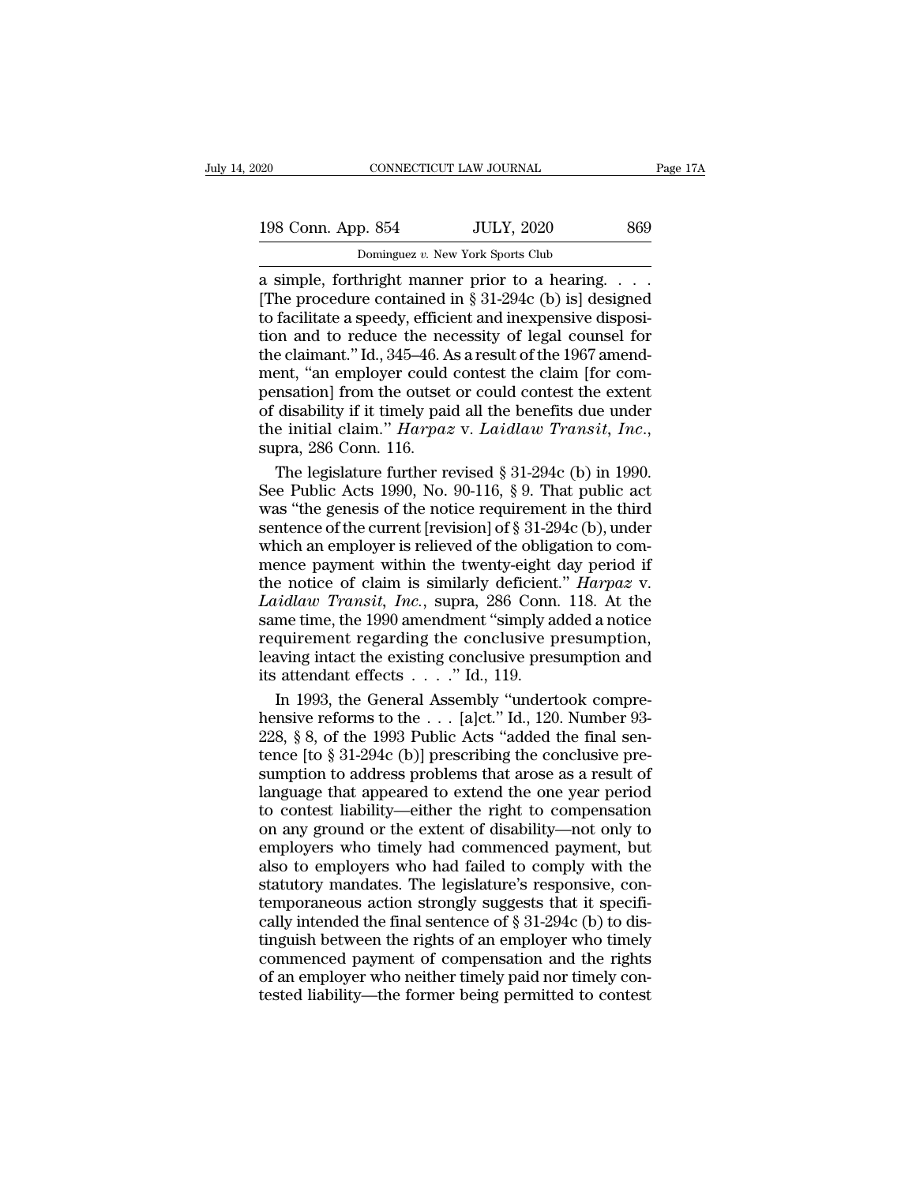a simple, forthright manner prior to a hearing. . . . [The procedure contained in § 31-294c (b) is] designed to facilitate a speedy, efficient and inexpensive disposition and to reduce the necessity of legal counsel for the claimant." Id., 345–46. As a result of the 1967 amendment, "an employer could contest the claim [for compensation] from the outset or could contest the extent of disability if it timely paid all the benefits due under the initial claim." *Harpaz* v. *Laidlaw Transit, Inc.*, supra, 286 Conn. 116.

The legislature further revised § 31-294c (b) in 1990. See Public Acts 1990, No. 90-116, § 9. That public act was "the genesis of the notice requirement in the third sentence of the current [revision] of § 31-294c (b), under which an employer is relieved of the obligation to commence payment within the twenty-eight day period if the notice of claim is similarly deficient." *Harpaz* v. *Laidlaw Transit, Inc.*, supra, 286 Conn. 118. At the same time, the 1990 amendment "simply added a notice requirement regarding the conclusive presumption, leaving intact the existing conclusive presumption and its attendant effects . . . ." Id., 119.

In 1993, the General Assembly "undertook comprehensive reforms to the . . . [a]ct." Id., 120. Number 93-228, § 8, of the 1993 Public Acts "added the final sentence [to § 31-294c (b)] prescribing the conclusive presumption to address problems that arose as a result of language that appeared to extend the one year period to contest liability—either the right to compensation on any ground or the extent of disability—not only to employers who timely had commenced payment, but also to employers who had failed to comply with the statutory mandates. The legislature's responsive, contemporaneous action strongly suggests that it specifically intended the final sentence of § 31-294c (b) to distinguish between the rights of an employer who timely commenced payment of compensation and the rights of an employer who neither timely paid nor timely contested liability—the former being permitted to contest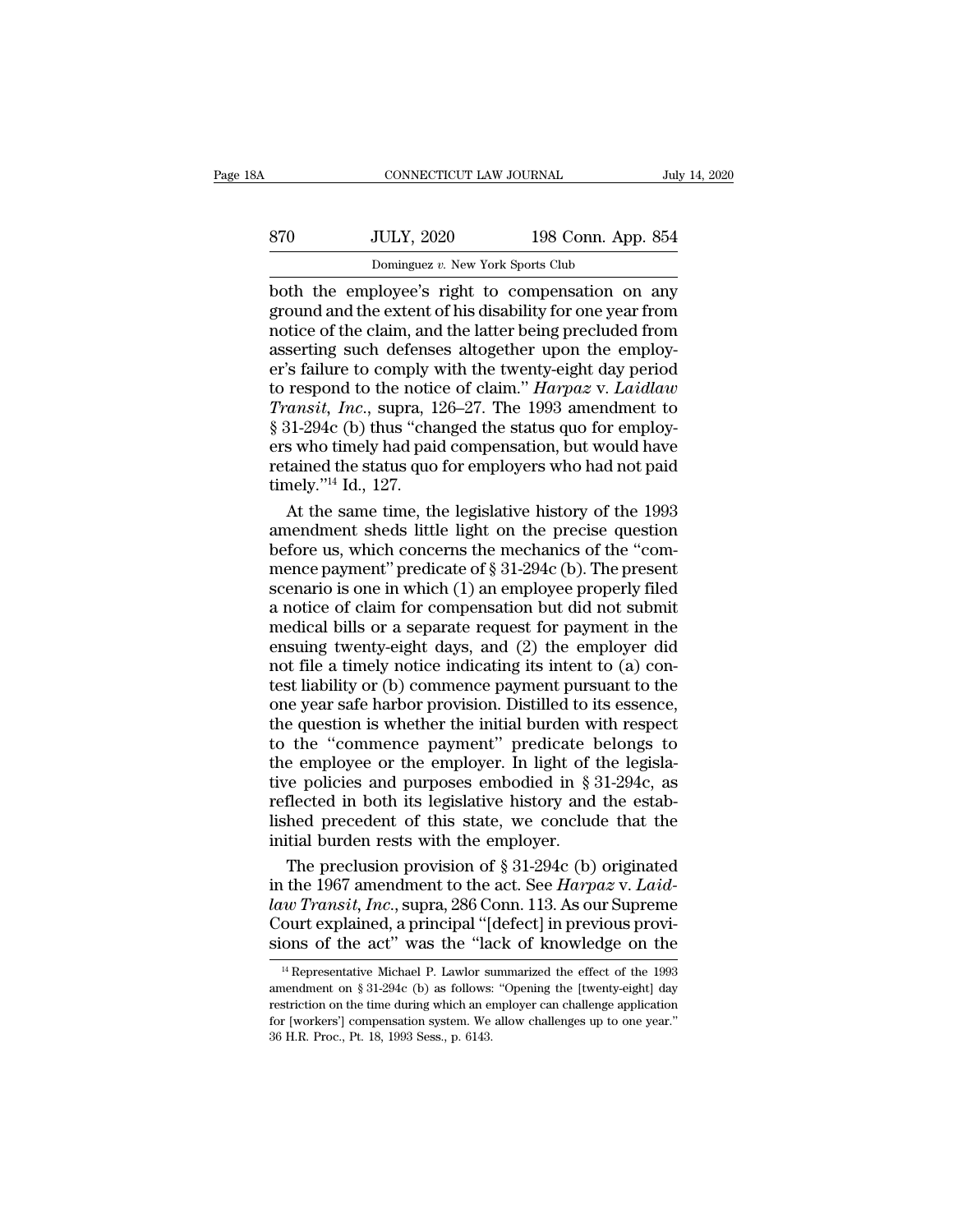both the employee's right to compensation on any ground and the extent of his disability for one year from notice of the claim, and the latter being precluded from asserting such defenses altogether upon the employer's failure to comply with the twenty-eight day period to respond to the notice of claim." *Harpaz* v. *Laidlaw Transit, Inc.*, supra, 126–27. The 1993 amendment to § 31-294c (b) thus "changed the status quo for employers who timely had paid compensation, but would have retained the status quo for employers who had not paid timely."[14] Id., 127.

At the same time, the legislative history of the 1993 amendment sheds little light on the precise question before us, which concerns the mechanics of the "commence payment" predicate of § 31-294c (b). The present scenario is one in which (1) an employee properly filed a notice of claim for compensation but did not submit medical bills or a separate request for payment in the ensuing twenty-eight days, and (2) the employer did not file a timely notice indicating its intent to (a) contest liability or (b) commence payment pursuant to the one year safe harbor provision. Distilled to its essence, the question is whether the initial burden with respect to the "commence payment" predicate belongs to the employee or the employer. In light of the legislative policies and purposes embodied in § 31-294c, as reflected in both its legislative history and the established precedent of this state, we conclude that the initial burden rests with the employer.

The preclusion provision of § 31-294c (b) originated in the 1967 amendment to the act. See *Harpaz* v. *Laidlaw Transit, Inc.*, supra, 286 Conn. 113. As our Supreme Court explained, a principal "[defect] in previous provisions of the act" was the "lack of knowledge on the

---

[14] Representative Michael P. Lawlor summarized the effect of the 1993 amendment on § 31-294c (b) as follows: "Opening the [twenty-eight] day restriction on the time during which an employer can challenge application for [workers'] compensation system. We allow challenges up to one year." 36 H.R. Proc., Pt. 18, 1993 Sess., p. 6143.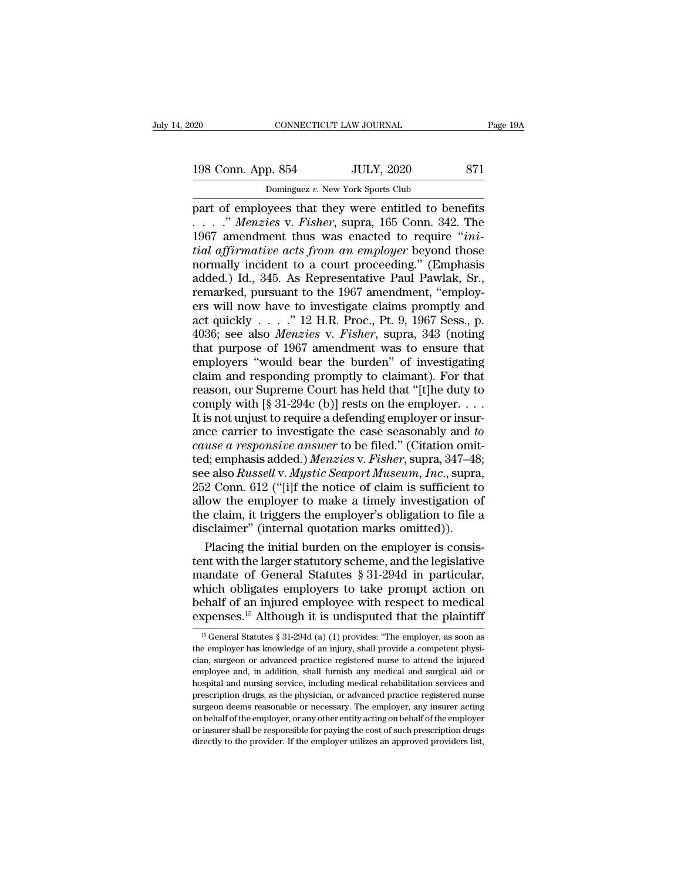part of employees that they were entitled to benefits . . . ." *Menzies* v. *Fisher*, supra, 165 Conn. 342. The 1967 amendment thus was enacted to require "*initial affirmative acts from an employer* beyond those normally incident to a court proceeding." (Emphasis added.) Id., 345. As Representative Paul Pawlak, Sr., remarked, pursuant to the 1967 amendment, "employers will now have to investigate claims promptly and act quickly . . . ." 12 H.R. Proc., Pt. 9, 1967 Sess., p. 4036; see also *Menzies* v. *Fisher*, supra, 343 (noting that purpose of 1967 amendment was to ensure that employers "would bear the burden" of investigating claim and responding promptly to claimant). For that reason, our Supreme Court has held that "[t]he duty to comply with [§ 31-294c (b)] rests on the employer. . . . It is not unjust to require a defending employer or insurance carrier to investigate the case seasonably and *to cause a responsive answer* to be filed." (Citation omitted; emphasis added.) *Menzies* v. *Fisher*, supra, 347–48; see also *Russell* v. *Mystic Seaport Museum, Inc.*, supra, 252 Conn. 612 ("[i]f the notice of claim is sufficient to allow the employer to make a timely investigation of the claim, it triggers the employer's obligation to file a disclaimer" (internal quotation marks omitted)).

Placing the initial burden on the employer is consistent with the larger statutory scheme, and the legislative mandate of General Statutes § 31-294d in particular, which obligates employers to take prompt action on behalf of an injured employee with respect to medical expenses.[15] Although it is undisputed that the plaintiff

[15] General Statutes § 31-294d (a) (1) provides: "The employer, as soon as the employer has knowledge of an injury, shall provide a competent physician, surgeon or advanced practice registered nurse to attend the injured employee and, in addition, shall furnish any medical and surgical aid or hospital and nursing service, including medical rehabilitation services and prescription drugs, as the physician, or advanced practice registered nurse surgeon deems reasonable or necessary. The employer, any insurer acting on behalf of the employer, or any other entity acting on behalf of the employer or insurer shall be responsible for paying the cost of such prescription drugs directly to the provider. If the employer utilizes an approved providers list,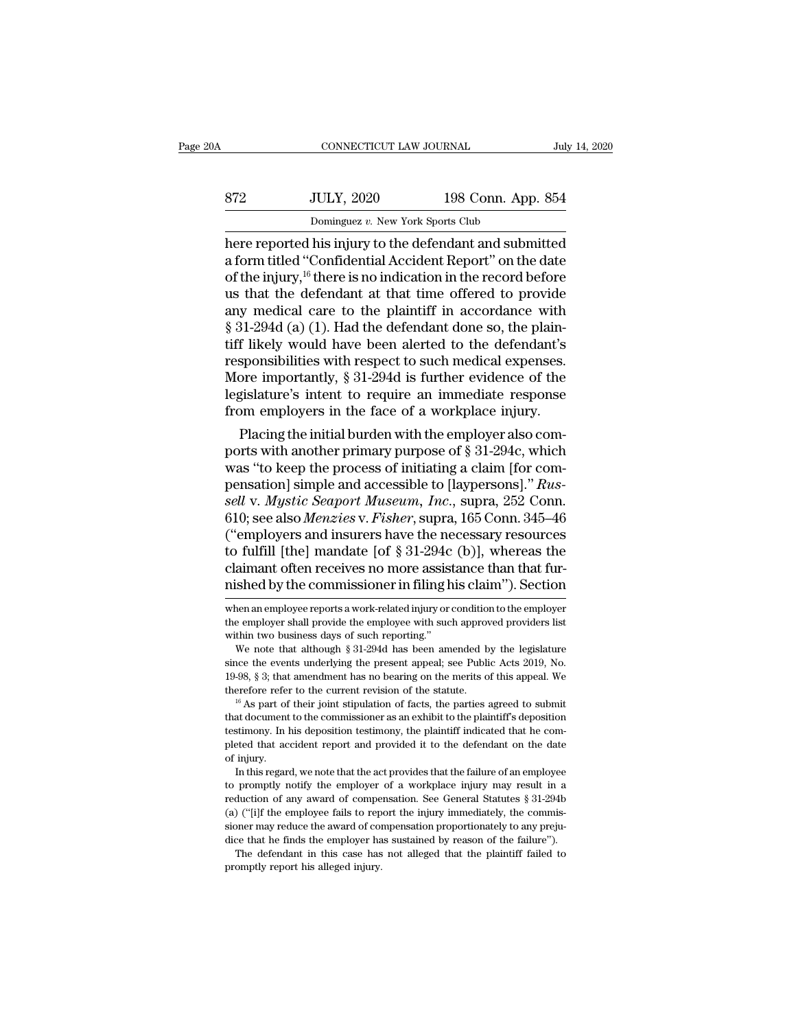here reported his injury to the defendant and submitted a form titled "Confidential Accident Report" on the date of the injury,[16] there is no indication in the record before us that the defendant at that time offered to provide any medical care to the plaintiff in accordance with § 31-294d (a) (1). Had the defendant done so, the plaintiff likely would have been alerted to the defendant's responsibilities with respect to such medical expenses. More importantly, § 31-294d is further evidence of the legislature's intent to require an immediate response from employers in the face of a workplace injury.

Placing the initial burden with the employer also comports with another primary purpose of § 31-294c, which was "to keep the process of initiating a claim [for compensation] simple and accessible to [laypersons]." *Russell* v. *Mystic Seaport Museum, Inc.*, supra, 252 Conn. 610; see also *Menzies* v. *Fisher*, supra, 165 Conn. 345–46 ("employers and insurers have the necessary resources to fulfill [the] mandate [of § 31-294c (b)], whereas the claimant often receives no more assistance than that furnished by the commissioner in filing his claim"). Section

---

when an employee reports a work-related injury or condition to the employer the employer shall provide the employee with such approved providers list within two business days of such reporting."

We note that although § 31-294d has been amended by the legislature since the events underlying the present appeal; see Public Acts 2019, No. 19-98, § 3; that amendment has no bearing on the merits of this appeal. We therefore refer to the current revision of the statute.

[16] As part of their joint stipulation of facts, the parties agreed to submit that document to the commissioner as an exhibit to the plaintiff's deposition testimony. In his deposition testimony, the plaintiff indicated that he completed that accident report and provided it to the defendant on the date of injury.

In this regard, we note that the act provides that the failure of an employee to promptly notify the employer of a workplace injury may result in a reduction of any award of compensation. See General Statutes § 31-294b (a) ("[i]f the employee fails to report the injury immediately, the commissioner may reduce the award of compensation proportionately to any prejudice that he finds the employer has sustained by reason of the failure").

The defendant in this case has not alleged that the plaintiff failed to promptly report his alleged injury.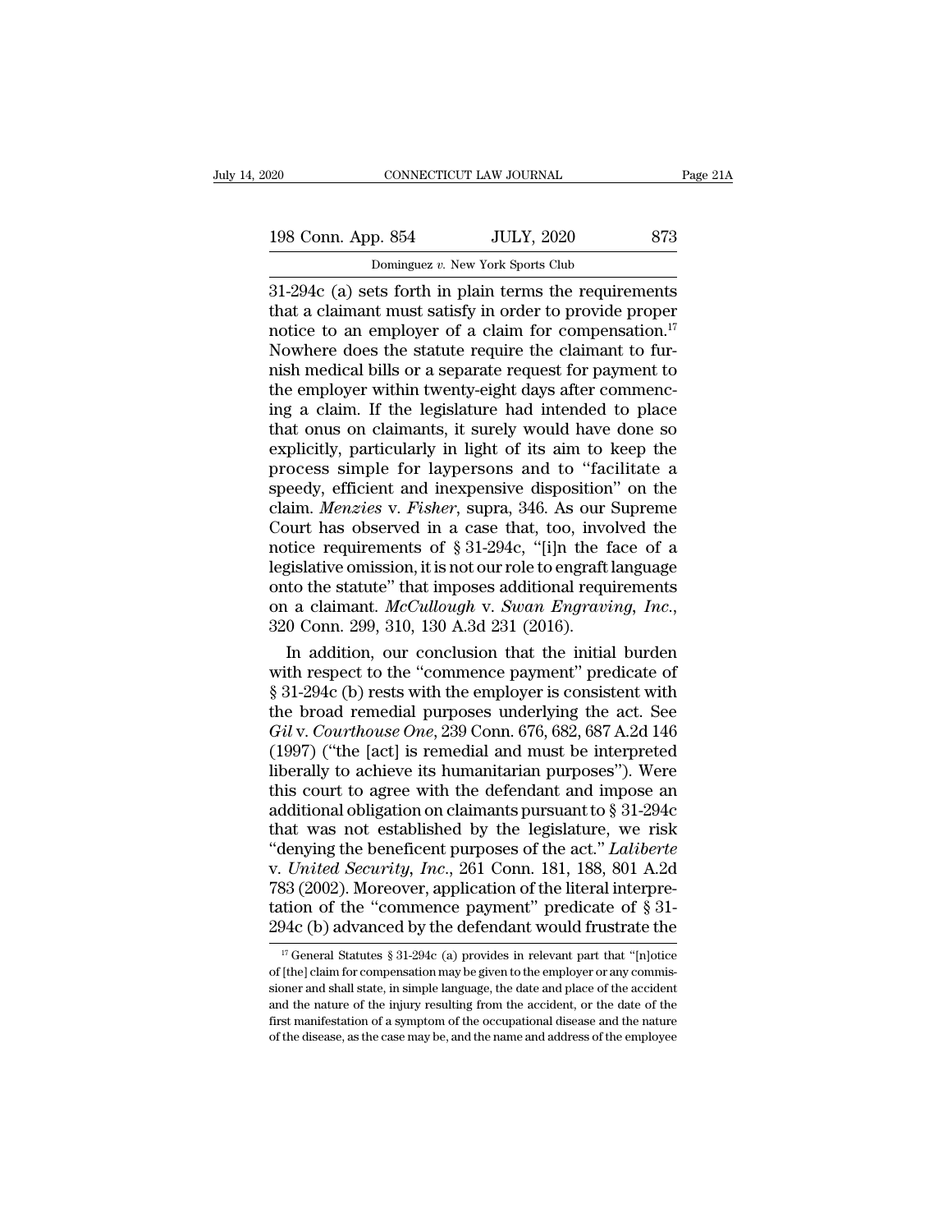31-294c (a) sets forth in plain terms the requirements that a claimant must satisfy in order to provide proper notice to an employer of a claim for compensation.[17] Nowhere does the statute require the claimant to furnish medical bills or a separate request for payment to the employer within twenty-eight days after commencing a claim. If the legislature had intended to place that onus on claimants, it surely would have done so explicitly, particularly in light of its aim to keep the process simple for laypersons and to "facilitate a speedy, efficient and inexpensive disposition" on the claim. *Menzies* v. *Fisher*, supra, 346. As our Supreme Court has observed in a case that, too, involved the notice requirements of § 31-294c, "[i]n the face of a legislative omission, it is not our role to engraft language onto the statute" that imposes additional requirements on a claimant. *McCullough* v. *Swan Engraving, Inc.*, 320 Conn. 299, 310, 130 A.3d 231 (2016).

In addition, our conclusion that the initial burden with respect to the "commence payment" predicate of § 31-294c (b) rests with the employer is consistent with the broad remedial purposes underlying the act. See *Gil* v. *Courthouse One*, 239 Conn. 676, 682, 687 A.2d 146 (1997) ("the [act] is remedial and must be interpreted liberally to achieve its humanitarian purposes"). Were this court to agree with the defendant and impose an additional obligation on claimants pursuant to § 31-294c that was not established by the legislature, we risk "denying the beneficent purposes of the act." *Laliberte* v. *United Security, Inc.*, 261 Conn. 181, 188, 801 A.2d 783 (2002). Moreover, application of the literal interpretation of the "commence payment" predicate of § 31-294c (b) advanced by the defendant would frustrate the

[17] General Statutes § 31-294c (a) provides in relevant part that "[n]otice of [the] claim for compensation may be given to the employer or any commissioner and shall state, in simple language, the date and place of the accident and the nature of the injury resulting from the accident, or the date of the first manifestation of a symptom of the occupational disease and the nature of the disease, as the case may be, and the name and address of the employee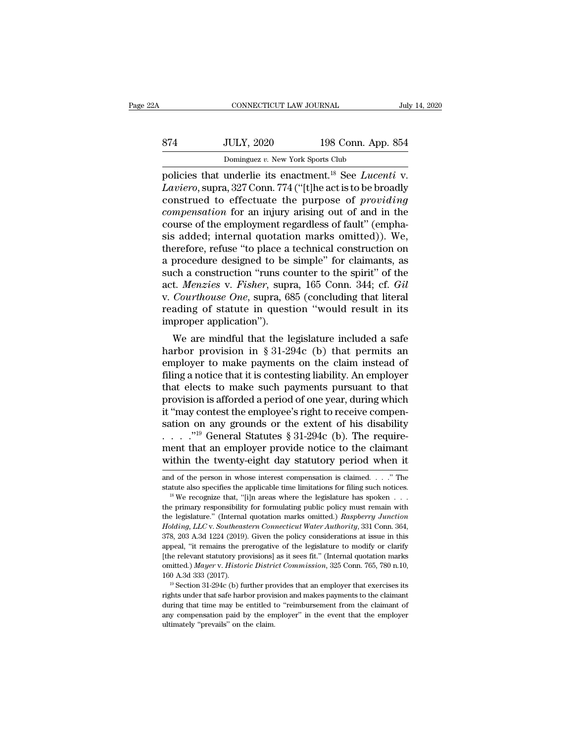policies that underlie its enactment.[18] See *Lucenti* v. *Laviero*, supra, 327 Conn. 774 ("[t]he act is to be broadly construed to effectuate the purpose of *providing compensation* for an injury arising out of and in the course of the employment regardless of fault" (emphasis added; internal quotation marks omitted)). We, therefore, refuse "to place a technical construction on a procedure designed to be simple" for claimants, as such a construction "runs counter to the spirit" of the act. *Menzies* v. *Fisher*, supra, 165 Conn. 344; cf. *Gil* v. *Courthouse One*, supra, 685 (concluding that literal reading of statute in question "would result in its improper application").

We are mindful that the legislature included a safe harbor provision in § 31-294c (b) that permits an employer to make payments on the claim instead of filing a notice that it is contesting liability. An employer that elects to make such payments pursuant to that provision is afforded a period of one year, during which it "may contest the employee's right to receive compensation on any grounds or the extent of his disability . . . ."[19] General Statutes § 31-294c (b). The requirement that an employer provide notice to the claimant within the twenty-eight day statutory period when it

---

and of the person in whose interest compensation is claimed. . . ." The statute also specifies the applicable time limitations for filing such notices.

[18] We recognize that, "[i]n areas where the legislature has spoken . . . the primary responsibility for formulating public policy must remain with the legislature." (Internal quotation marks omitted.) *Raspberry Junction Holding, LLC* v. *Southeastern Connecticut Water Authority*, 331 Conn. 364, 378, 203 A.3d 1224 (2019). Given the policy considerations at issue in this appeal, "it remains the prerogative of the legislature to modify or clarify [the relevant statutory provisions] as it sees fit." (Internal quotation marks omitted.) *Mayer* v. *Historic District Commission*, 325 Conn. 765, 780 n.10, 160 A.3d 333 (2017).

[19] Section 31-294c (b) further provides that an employer that exercises its rights under that safe harbor provision and makes payments to the claimant during that time may be entitled to "reimbursement from the claimant of any compensation paid by the employer" in the event that the employer ultimately "prevails" on the claim.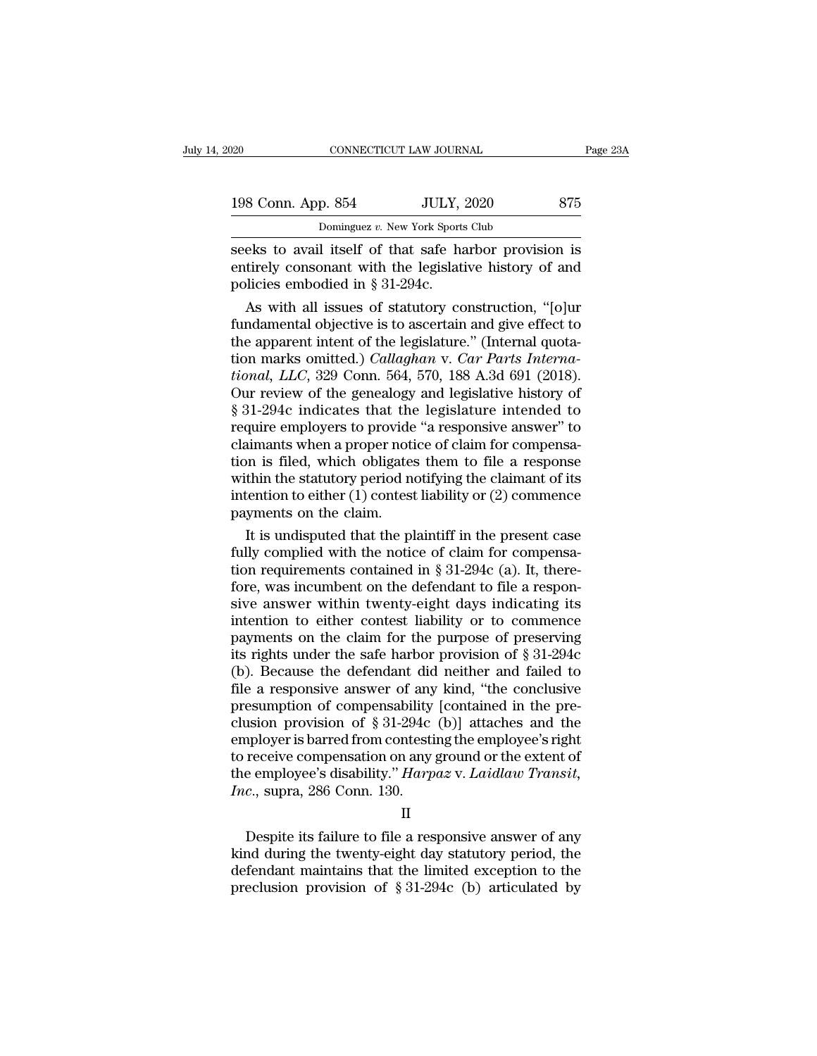seeks to avail itself of that safe harbor provision is entirely consonant with the legislative history of and policies embodied in § 31-294c.

As with all issues of statutory construction, "[o]ur fundamental objective is to ascertain and give effect to the apparent intent of the legislature." (Internal quotation marks omitted.) *Callaghan* v. *Car Parts International, LLC*, 329 Conn. 564, 570, 188 A.3d 691 (2018). Our review of the genealogy and legislative history of § 31-294c indicates that the legislature intended to require employers to provide "a responsive answer" to claimants when a proper notice of claim for compensation is filed, which obligates them to file a response within the statutory period notifying the claimant of its intention to either (1) contest liability or (2) commence payments on the claim.

It is undisputed that the plaintiff in the present case fully complied with the notice of claim for compensation requirements contained in § 31-294c (a). It, therefore, was incumbent on the defendant to file a responsive answer within twenty-eight days indicating its intention to either contest liability or to commence payments on the claim for the purpose of preserving its rights under the safe harbor provision of § 31-294c (b). Because the defendant did neither and failed to file a responsive answer of any kind, "the conclusive presumption of compensability [contained in the preclusion provision of § 31-294c (b)] attaches and the employer is barred from contesting the employee's right to receive compensation on any ground or the extent of the employee's disability." *Harpaz* v. *Laidlaw Transit, Inc.*, supra, 286 Conn. 130.

## II

Despite its failure to file a responsive answer of any kind during the twenty-eight day statutory period, the defendant maintains that the limited exception to the preclusion provision of § 31-294c (b) articulated by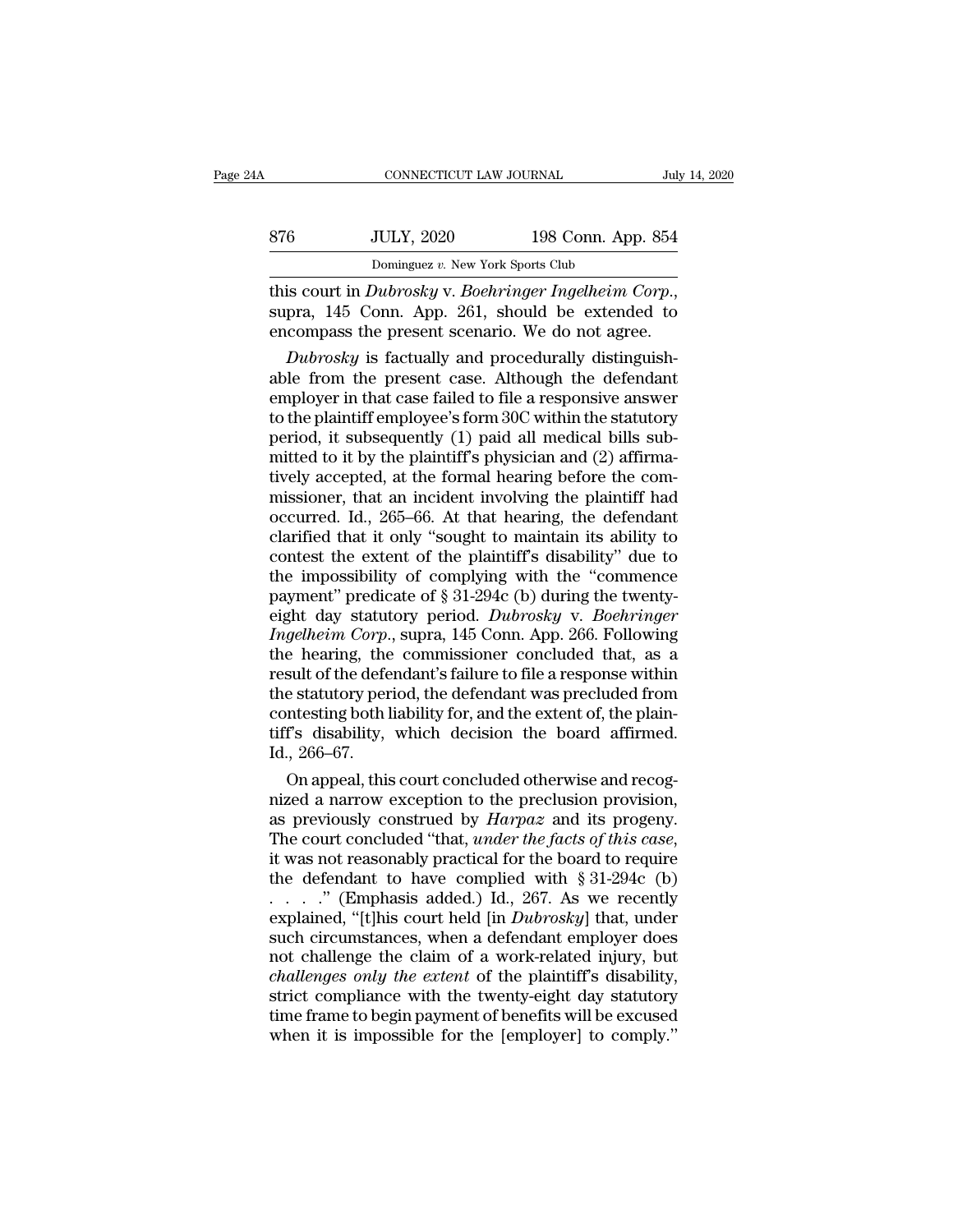this court in *Dubrosky* v. *Boehringer Ingelheim Corp.*, supra, 145 Conn. App. 261, should be extended to encompass the present scenario. We do not agree.

*Dubrosky* is factually and procedurally distinguishable from the present case. Although the defendant employer in that case failed to file a responsive answer to the plaintiff employee's form 30C within the statutory period, it subsequently (1) paid all medical bills submitted to it by the plaintiff's physician and (2) affirmatively accepted, at the formal hearing before the commissioner, that an incident involving the plaintiff had occurred. Id., 265–66. At that hearing, the defendant clarified that it only "sought to maintain its ability to contest the extent of the plaintiff's disability" due to the impossibility of complying with the "commence payment" predicate of § 31-294c (b) during the twenty-eight day statutory period. *Dubrosky* v. *Boehringer Ingelheim Corp.*, supra, 145 Conn. App. 266. Following the hearing, the commissioner concluded that, as a result of the defendant's failure to file a response within the statutory period, the defendant was precluded from contesting both liability for, and the extent of, the plaintiff's disability, which decision the board affirmed. Id., 266–67.

On appeal, this court concluded otherwise and recognized a narrow exception to the preclusion provision, as previously construed by *Harpaz* and its progeny. The court concluded "that, *under the facts of this case*, it was not reasonably practical for the board to require the defendant to have complied with § 31-294c (b) . . . ." (Emphasis added.) Id., 267. As we recently explained, "[t]his court held [in *Dubrosky*] that, under such circumstances, when a defendant employer does not challenge the claim of a work-related injury, but *challenges only the extent* of the plaintiff's disability, strict compliance with the twenty-eight day statutory time frame to begin payment of benefits will be excused when it is impossible for the [employer] to comply."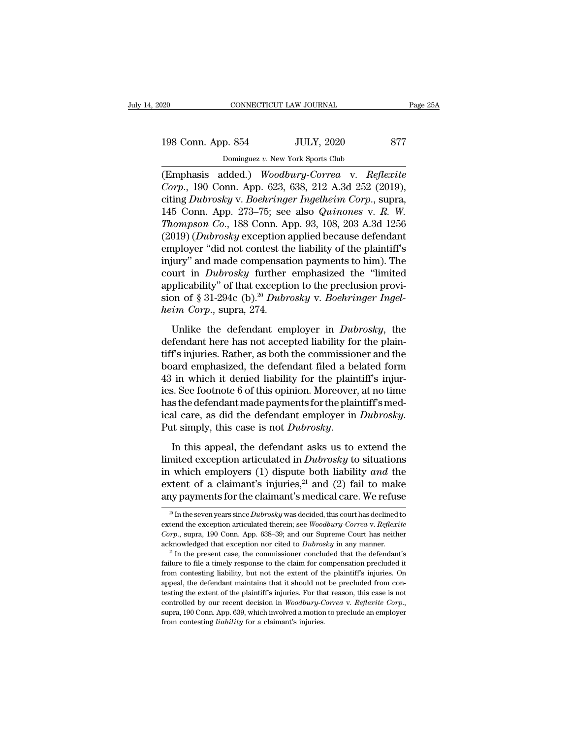(Emphasis added.) *Woodbury-Correa* v. *Reflexite Corp.*, 190 Conn. App. 623, 638, 212 A.3d 252 (2019), citing *Dubrosky* v. *Boehringer Ingelheim Corp.*, supra, 145 Conn. App. 273–75; see also *Quinones* v. *R. W. Thompson Co.*, 188 Conn. App. 93, 108, 203 A.3d 1256 (2019) (*Dubrosky* exception applied because defendant employer "did not contest the liability of the plaintiff's injury" and made compensation payments to him). The court in *Dubrosky* further emphasized the "limited applicability" of that exception to the preclusion provision of § 31-294c (b).[20] *Dubrosky* v. *Boehringer Ingelheim Corp.*, supra, 274.

Unlike the defendant employer in *Dubrosky*, the defendant here has not accepted liability for the plaintiff's injuries. Rather, as both the commissioner and the board emphasized, the defendant filed a belated form 43 in which it denied liability for the plaintiff's injuries. See footnote 6 of this opinion. Moreover, at no time has the defendant made payments for the plaintiff's medical care, as did the defendant employer in *Dubrosky*. Put simply, this case is not *Dubrosky*.

In this appeal, the defendant asks us to extend the limited exception articulated in *Dubrosky* to situations in which employers (1) dispute both liability *and* the extent of a claimant's injuries,[21] and (2) fail to make any payments for the claimant's medical care. We refuse

[20] In the seven years since *Dubrosky* was decided, this court has declined to extend the exception articulated therein; see *Woodbury-Correa* v. *Reflexite Corp.*, supra, 190 Conn. App. 638–39; and our Supreme Court has neither acknowledged that exception nor cited to *Dubrosky* in any manner.

[21] In the present case, the commissioner concluded that the defendant's failure to file a timely response to the claim for compensation precluded it from contesting liability, but not the extent of the plaintiff's injuries. On appeal, the defendant maintains that it should not be precluded from contesting the extent of the plaintiff's injuries. For that reason, this case is not controlled by our recent decision in *Woodbury-Correa* v. *Reflexite Corp.*, supra, 190 Conn. App. 639, which involved a motion to preclude an employer from contesting *liability* for a claimant's injuries.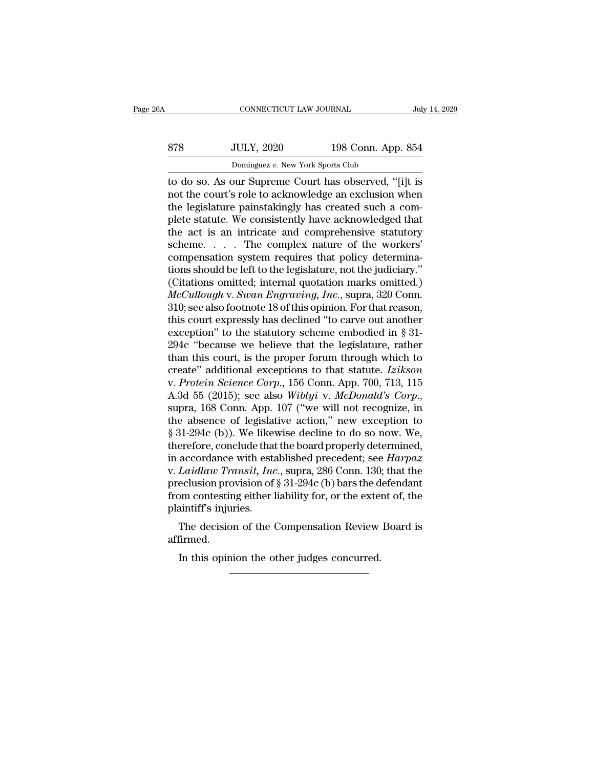to do so. As our Supreme Court has observed, "[i]t is not the court's role to acknowledge an exclusion when the legislature painstakingly has created such a complete statute. We consistently have acknowledged that the act is an intricate and comprehensive statutory scheme. . . . The complex nature of the workers' compensation system requires that policy determinations should be left to the legislature, not the judiciary." (Citations omitted; internal quotation marks omitted.) *McCullough* v. *Swan Engraving, Inc.*, supra, 320 Conn. 310; see also footnote 18 of this opinion. For that reason, this court expressly has declined "to carve out another exception" to the statutory scheme embodied in § 31-294c "because we believe that the legislature, rather than this court, is the proper forum through which to create" additional exceptions to that statute. *Izikson* v. *Protein Science Corp.*, 156 Conn. App. 700, 713, 115 A.3d 55 (2015); see also *Wiblyi* v. *McDonald's Corp.*, supra, 168 Conn. App. 107 ("we will not recognize, in the absence of legislative action," new exception to § 31-294c (b)). We likewise decline to do so now. We, therefore, conclude that the board properly determined, in accordance with established precedent; see *Harpaz* v. *Laidlaw Transit, Inc.*, supra, 286 Conn. 130; that the preclusion provision of § 31-294c (b) bars the defendant from contesting either liability for, or the extent of, the plaintiff's injuries.

The decision of the Compensation Review Board is affirmed.

In this opinion the other judges concurred.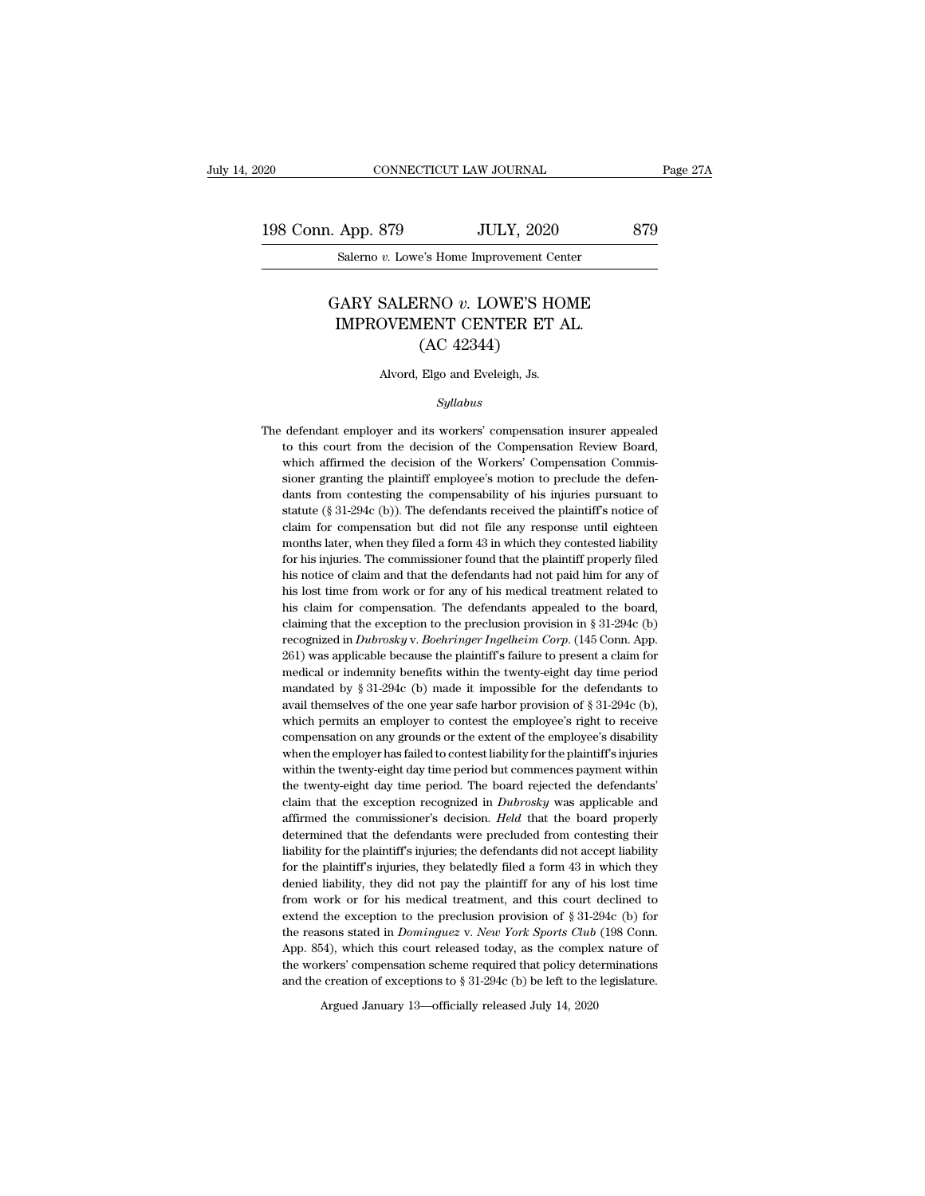# GARY SALERNO *v.* LOWE'S HOME IMPROVEMENT CENTER ET AL.
## (AC 42344)

Alvord, Elgo and Eveleigh, Js.

*Syllabus*

The defendant employer and its workers' compensation insurer appealed to this court from the decision of the Compensation Review Board, which affirmed the decision of the Workers' Compensation Commissioner granting the plaintiff employee's motion to preclude the defendants from contesting the compensability of his injuries pursuant to statute (§ 31-294c (b)). The defendants received the plaintiff's notice of claim for compensation but did not file any response until eighteen months later, when they filed a form 43 in which they contested liability for his injuries. The commissioner found that the plaintiff properly filed his notice of claim and that the defendants had not paid him for any of his lost time from work or for any of his medical treatment related to his claim for compensation. The defendants appealed to the board, claiming that the exception to the preclusion provision in § 31-294c (b) recognized in *Dubrosky* v. *Boehringer Ingelheim Corp.* (145 Conn. App. 261) was applicable because the plaintiff's failure to present a claim for medical or indemnity benefits within the twenty-eight day time period mandated by § 31-294c (b) made it impossible for the defendants to avail themselves of the one year safe harbor provision of § 31-294c (b), which permits an employer to contest the employee's right to receive compensation on any grounds or the extent of the employee's disability when the employer has failed to contest liability for the plaintiff's injuries within the twenty-eight day time period but commences payment within the twenty-eight day time period. The board rejected the defendants' claim that the exception recognized in *Dubrosky* was applicable and affirmed the commissioner's decision. *Held* that the board properly determined that the defendants were precluded from contesting their liability for the plaintiff's injuries; the defendants did not accept liability for the plaintiff's injuries, they belatedly filed a form 43 in which they denied liability, they did not pay the plaintiff for any of his lost time from work or for his medical treatment, and this court declined to extend the exception to the preclusion provision of § 31-294c (b) for the reasons stated in *Dominguez* v. *New York Sports Club* (198 Conn. App. 854), which this court released today, as the complex nature of the workers' compensation scheme required that policy determinations and the creation of exceptions to § 31-294c (b) be left to the legislature.

Argued January 13—officially released July 14, 2020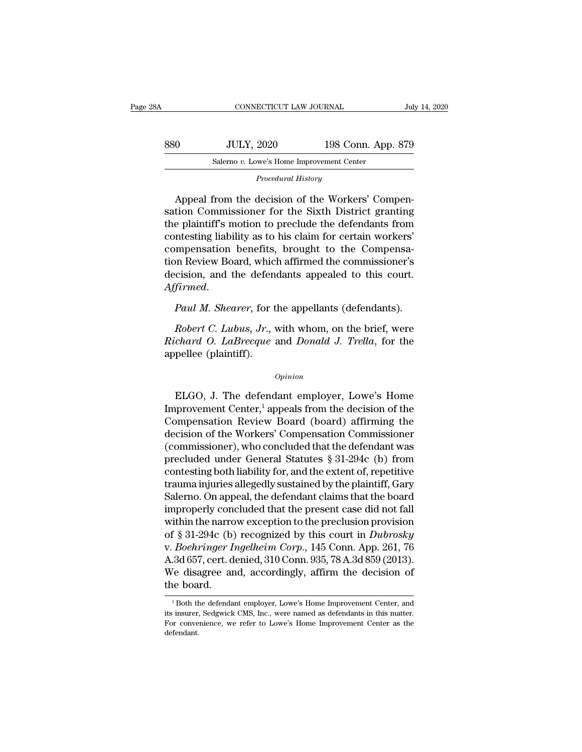*Procedural History*

Appeal from the decision of the Workers' Compensation Commissioner for the Sixth District granting the plaintiff's motion to preclude the defendants from contesting liability as to his claim for certain workers' compensation benefits, brought to the Compensation Review Board, which affirmed the commissioner's decision, and the defendants appealed to this court. *Affirmed.*

*Paul M. Shearer*, for the appellants (defendants).

*Robert C. Lubus, Jr.*, with whom, on the brief, were *Richard O. LaBrecque* and *Donald J. Trella*, for the appellee (plaintiff).

*Opinion*

ELGO, J. The defendant employer, Lowe's Home Improvement Center,[1] appeals from the decision of the Compensation Review Board (board) affirming the decision of the Workers' Compensation Commissioner (commissioner), who concluded that the defendant was precluded under General Statutes § 31-294c (b) from contesting both liability for, and the extent of, repetitive trauma injuries allegedly sustained by the plaintiff, Gary Salerno. On appeal, the defendant claims that the board improperly concluded that the present case did not fall within the narrow exception to the preclusion provision of § 31-294c (b) recognized by this court in *Dubrosky v. Boehringer Ingelheim Corp.*, 145 Conn. App. 261, 76 A.3d 657, cert. denied, 310 Conn. 935, 78 A.3d 859 (2013). We disagree and, accordingly, affirm the decision of the board.

[1] Both the defendant employer, Lowe's Home Improvement Center, and its insurer, Sedgwick CMS, Inc., were named as defendants in this matter. For convenience, we refer to Lowe's Home Improvement Center as the defendant.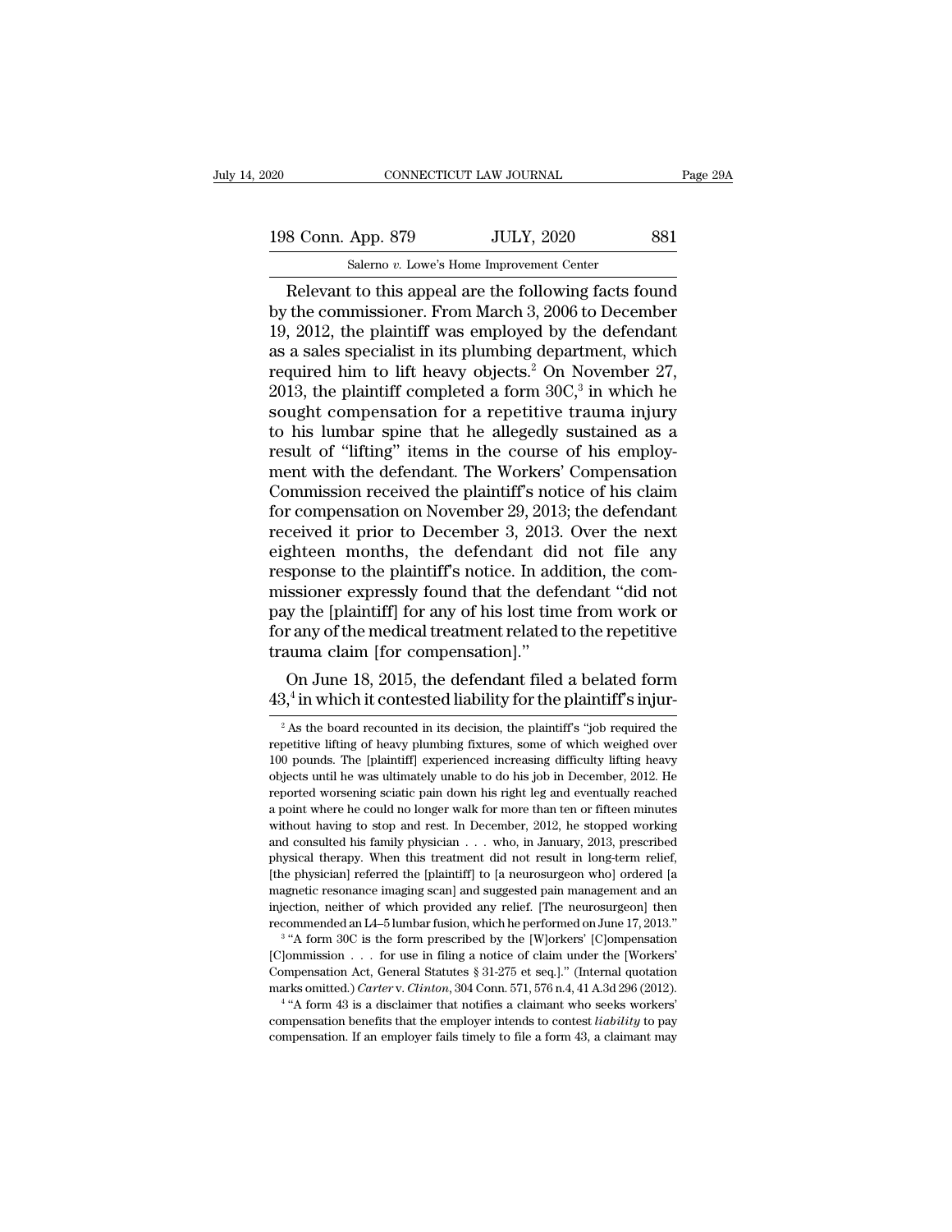Relevant to this appeal are the following facts found by the commissioner. From March 3, 2006 to December 19, 2012, the plaintiff was employed by the defendant as a sales specialist in its plumbing department, which required him to lift heavy objects.[2] On November 27, 2013, the plaintiff completed a form 30C,[3] in which he sought compensation for a repetitive trauma injury to his lumbar spine that he allegedly sustained as a result of "lifting" items in the course of his employment with the defendant. The Workers' Compensation Commission received the plaintiff's notice of his claim for compensation on November 29, 2013; the defendant received it prior to December 3, 2013. Over the next eighteen months, the defendant did not file any response to the plaintiff's notice. In addition, the commissioner expressly found that the defendant "did not pay the [plaintiff] for any of his lost time from work or for any of the medical treatment related to the repetitive trauma claim [for compensation]."

On June 18, 2015, the defendant filed a belated form 43,[4] in which it contested liability for the plaintiff's injur-

---

[2] As the board recounted in its decision, the plaintiff's "job required the repetitive lifting of heavy plumbing fixtures, some of which weighed over 100 pounds. The [plaintiff] experienced increasing difficulty lifting heavy objects until he was ultimately unable to do his job in December, 2012. He reported worsening sciatic pain down his right leg and eventually reached a point where he could no longer walk for more than ten or fifteen minutes without having to stop and rest. In December, 2012, he stopped working and consulted his family physician . . . who, in January, 2013, prescribed physical therapy. When this treatment did not result in long-term relief, [the physician] referred the [plaintiff] to [a neurosurgeon who] ordered [a magnetic resonance imaging scan] and suggested pain management and an injection, neither of which provided any relief. [The neurosurgeon] then recommended an L4–5 lumbar fusion, which he performed on June 17, 2013."

[3] "A form 30C is the form prescribed by the [W]orkers' [C]ompensation [C]ommission . . . for use in filing a notice of claim under the [Workers' Compensation Act, General Statutes § 31-275 et seq.]." (Internal quotation marks omitted.) *Carter* v. *Clinton*, 304 Conn. 571, 576 n.4, 41 A.3d 296 (2012).

[4] "A form 43 is a disclaimer that notifies a claimant who seeks workers' compensation benefits that the employer intends to contest *liability* to pay compensation. If an employer fails timely to file a form 43, a claimant may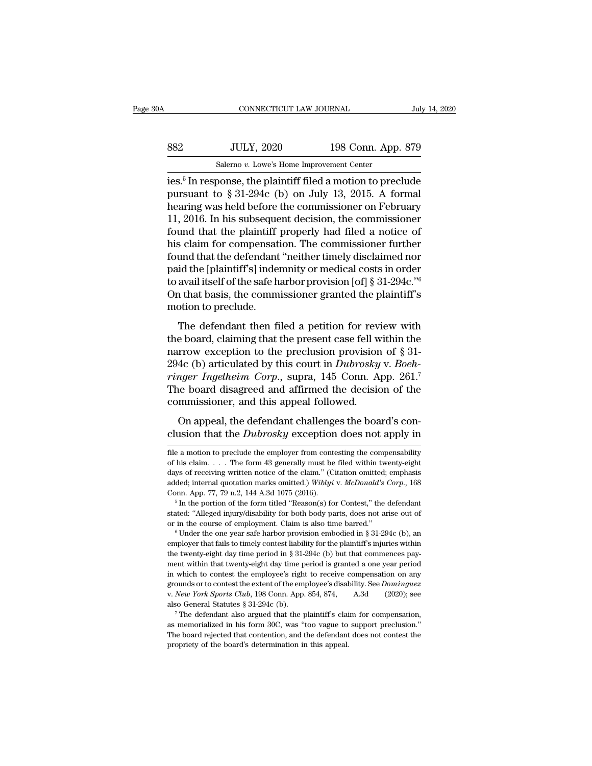ies.[5] In response, the plaintiff filed a motion to preclude pursuant to § 31-294c (b) on July 13, 2015. A formal hearing was held before the commissioner on February 11, 2016. In his subsequent decision, the commissioner found that the plaintiff properly had filed a notice of his claim for compensation. The commissioner further found that the defendant "neither timely disclaimed nor paid the [plaintiff's] indemnity or medical costs in order to avail itself of the safe harbor provision [of] § 31-294c."[6] On that basis, the commissioner granted the plaintiff's motion to preclude.

The defendant then filed a petition for review with the board, claiming that the present case fell within the narrow exception to the preclusion provision of § 31-294c (b) articulated by this court in *Dubrosky* v. *Boehringer Ingelheim Corp.*, supra, 145 Conn. App. 261.[7] The board disagreed and affirmed the decision of the commissioner, and this appeal followed.

On appeal, the defendant challenges the board's conclusion that the *Dubrosky* exception does not apply in

---

file a motion to preclude the employer from contesting the compensability of his claim. . . . The form 43 generally must be filed within twenty-eight days of receiving written notice of the claim." (Citation omitted; emphasis added; internal quotation marks omitted.) *Wiblyi* v. *McDonald's Corp.*, 168 Conn. App. 77, 79 n.2, 144 A.3d 1075 (2016).

[5] In the portion of the form titled "Reason(s) for Contest," the defendant stated: "Alleged injury/disability for both body parts, does not arise out of or in the course of employment. Claim is also time barred."

[6] Under the one year safe harbor provision embodied in § 31-294c (b), an employer that fails to timely contest liability for the plaintiff's injuries within the twenty-eight day time period in § 31-294c (b) but that commences payment within that twenty-eight day time period is granted a one year period in which to contest the employee's right to receive compensation on any grounds or to contest the extent of the employee's disability. See *Dominguez* v. *New York Sports Club*, 198 Conn. App. 854, 874, A.3d (2020); see also General Statutes § 31-294c (b).

[7] The defendant also argued that the plaintiff's claim for compensation, as memorialized in his form 30C, was "too vague to support preclusion." The board rejected that contention, and the defendant does not contest the propriety of the board's determination in this appeal.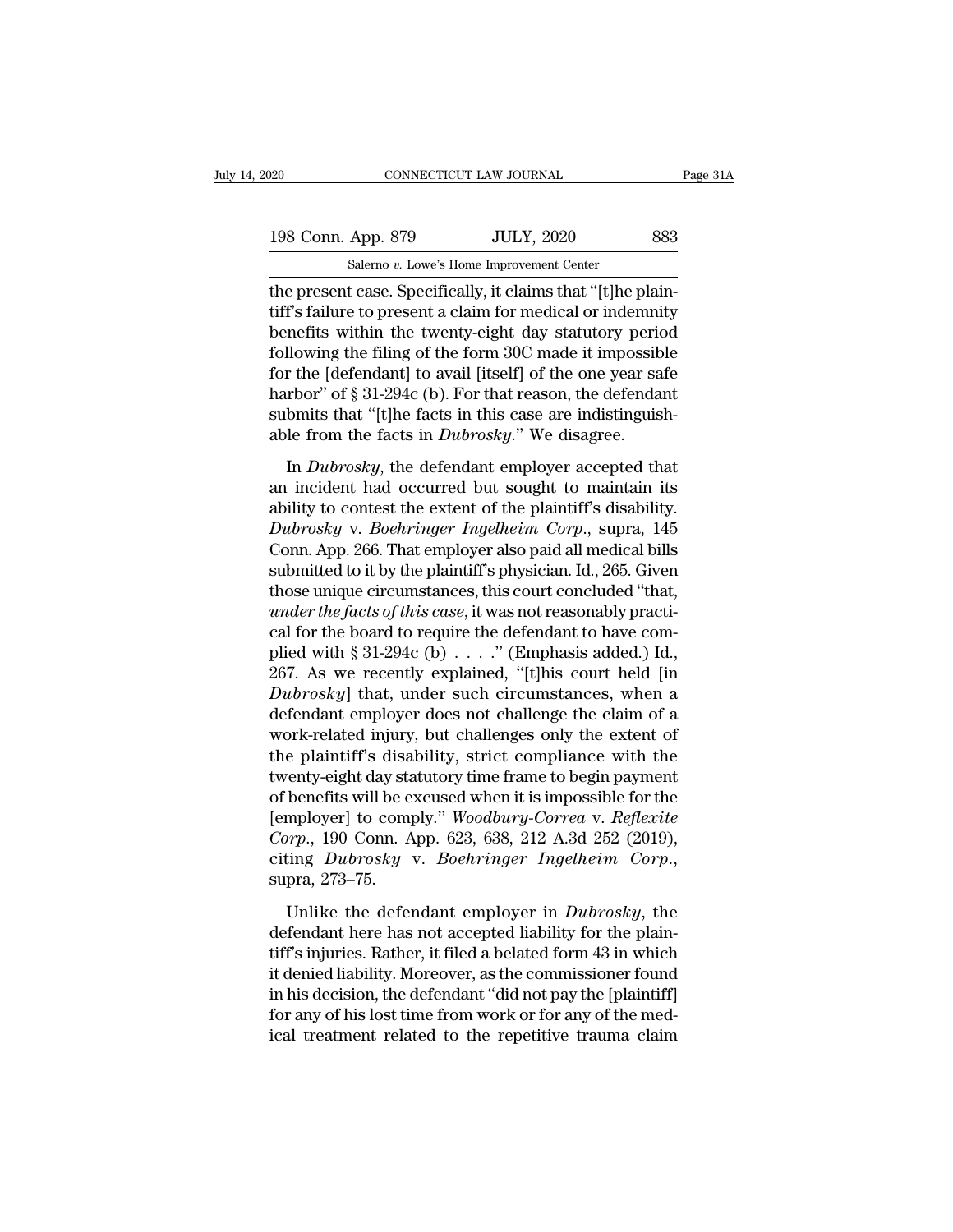the present case. Specifically, it claims that "[t]he plaintiff's failure to present a claim for medical or indemnity benefits within the twenty-eight day statutory period following the filing of the form 30C made it impossible for the [defendant] to avail [itself] of the one year safe harbor" of § 31-294c (b). For that reason, the defendant submits that "[t]he facts in this case are indistinguishable from the facts in *Dubrosky*." We disagree.

In *Dubrosky*, the defendant employer accepted that an incident had occurred but sought to maintain its ability to contest the extent of the plaintiff's disability. *Dubrosky* v. *Boehringer Ingelheim Corp.*, supra, 145 Conn. App. 266. That employer also paid all medical bills submitted to it by the plaintiff's physician. Id., 265. Given those unique circumstances, this court concluded "that, *under the facts of this case*, it was not reasonably practical for the board to require the defendant to have complied with § 31-294c (b) . . . ." (Emphasis added.) Id., 267. As we recently explained, "[t]his court held [in *Dubrosky*] that, under such circumstances, when a defendant employer does not challenge the claim of a work-related injury, but challenges only the extent of the plaintiff's disability, strict compliance with the twenty-eight day statutory time frame to begin payment of benefits will be excused when it is impossible for the [employer] to comply." *Woodbury-Correa* v. *Reflexite Corp.*, 190 Conn. App. 623, 638, 212 A.3d 252 (2019), citing *Dubrosky* v. *Boehringer Ingelheim Corp.*, supra, 273–75.

Unlike the defendant employer in *Dubrosky*, the defendant here has not accepted liability for the plaintiff's injuries. Rather, it filed a belated form 43 in which it denied liability. Moreover, as the commissioner found in his decision, the defendant "did not pay the [plaintiff] for any of his lost time from work or for any of the medical treatment related to the repetitive trauma claim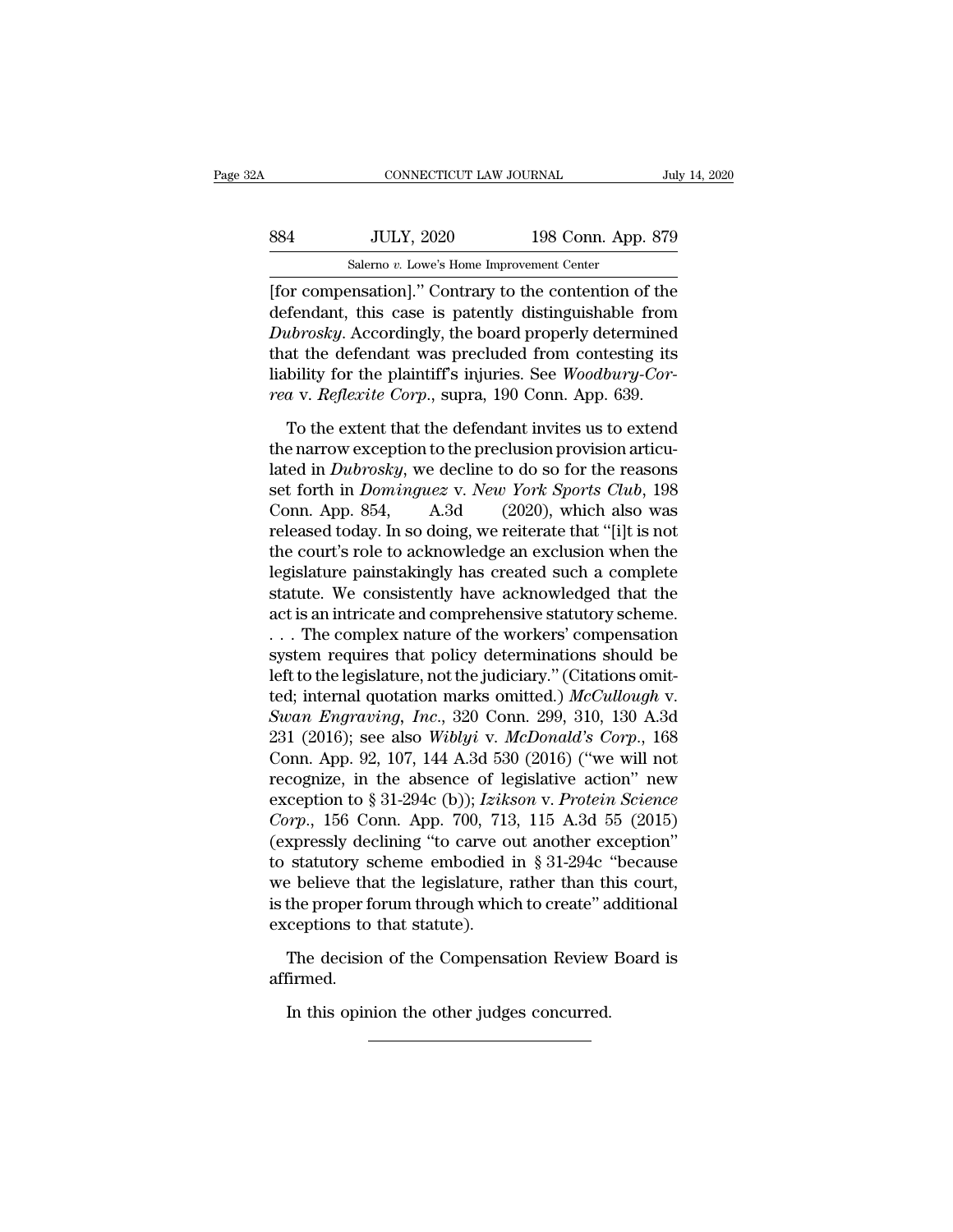[for compensation]." Contrary to the contention of the defendant, this case is patently distinguishable from *Dubrosky*. Accordingly, the board properly determined that the defendant was precluded from contesting its liability for the plaintiff's injuries. See *Woodbury-Correa* v. *Reflexite Corp.*, supra, 190 Conn. App. 639.

To the extent that the defendant invites us to extend the narrow exception to the preclusion provision articulated in *Dubrosky*, we decline to do so for the reasons set forth in *Dominguez* v. *New York Sports Club*, 198 Conn. App. 854, A.3d (2020), which also was released today. In so doing, we reiterate that "[i]t is not the court's role to acknowledge an exclusion when the legislature painstakingly has created such a complete statute. We consistently have acknowledged that the act is an intricate and comprehensive statutory scheme. . . . The complex nature of the workers' compensation system requires that policy determinations should be left to the legislature, not the judiciary." (Citations omitted; internal quotation marks omitted.) *McCullough* v. *Swan Engraving, Inc.*, 320 Conn. 299, 310, 130 A.3d 231 (2016); see also *Wiblyi* v. *McDonald's Corp.*, 168 Conn. App. 92, 107, 144 A.3d 530 (2016) ("we will not recognize, in the absence of legislative action" new exception to § 31-294c (b)); *Izikson* v. *Protein Science Corp.*, 156 Conn. App. 700, 713, 115 A.3d 55 (2015) (expressly declining "to carve out another exception" to statutory scheme embodied in § 31-294c "because we believe that the legislature, rather than this court, is the proper forum through which to create" additional exceptions to that statute).

The decision of the Compensation Review Board is affirmed.

In this opinion the other judges concurred.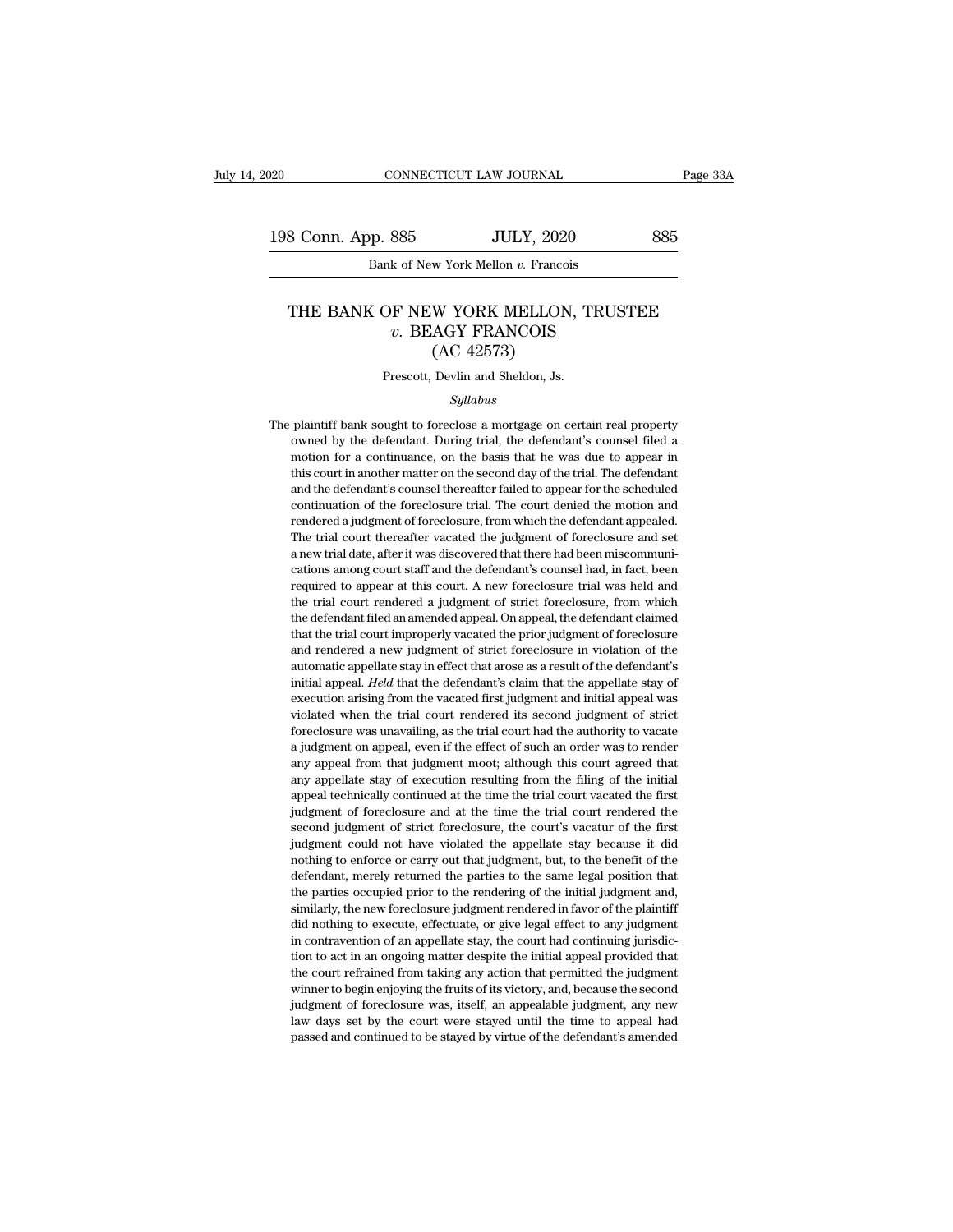# THE BANK OF NEW YORK MELLON, TRUSTEE *v.* BEAGY FRANCOIS (AC 42573)

Prescott, Devlin and Sheldon, Js.

*Syllabus*

The plaintiff bank sought to foreclose a mortgage on certain real property owned by the defendant. During trial, the defendant's counsel filed a motion for a continuance, on the basis that he was due to appear in this court in another matter on the second day of the trial. The defendant and the defendant's counsel thereafter failed to appear for the scheduled continuation of the foreclosure trial. The court denied the motion and rendered a judgment of foreclosure, from which the defendant appealed. The trial court thereafter vacated the judgment of foreclosure and set a new trial date, after it was discovered that there had been miscommunications among court staff and the defendant's counsel had, in fact, been required to appear at this court. A new foreclosure trial was held and the trial court rendered a judgment of strict foreclosure, from which the defendant filed an amended appeal. On appeal, the defendant claimed that the trial court improperly vacated the prior judgment of foreclosure and rendered a new judgment of strict foreclosure in violation of the automatic appellate stay in effect that arose as a result of the defendant's initial appeal. *Held* that the defendant's claim that the appellate stay of execution arising from the vacated first judgment and initial appeal was violated when the trial court rendered its second judgment of strict foreclosure was unavailing, as the trial court had the authority to vacate a judgment on appeal, even if the effect of such an order was to render any appeal from that judgment moot; although this court agreed that any appellate stay of execution resulting from the filing of the initial appeal technically continued at the time the trial court vacated the first judgment of foreclosure and at the time the trial court rendered the second judgment of strict foreclosure, the court's vacatur of the first judgment could not have violated the appellate stay because it did nothing to enforce or carry out that judgment, but, to the benefit of the defendant, merely returned the parties to the same legal position that the parties occupied prior to the rendering of the initial judgment and, similarly, the new foreclosure judgment rendered in favor of the plaintiff did nothing to execute, effectuate, or give legal effect to any judgment in contravention of an appellate stay, the court had continuing jurisdiction to act in an ongoing matter despite the initial appeal provided that the court refrained from taking any action that permitted the judgment winner to begin enjoying the fruits of its victory, and, because the second judgment of foreclosure was, itself, an appealable judgment, any new law days set by the court were stayed until the time to appeal had passed and continued to be stayed by virtue of the defendant's amended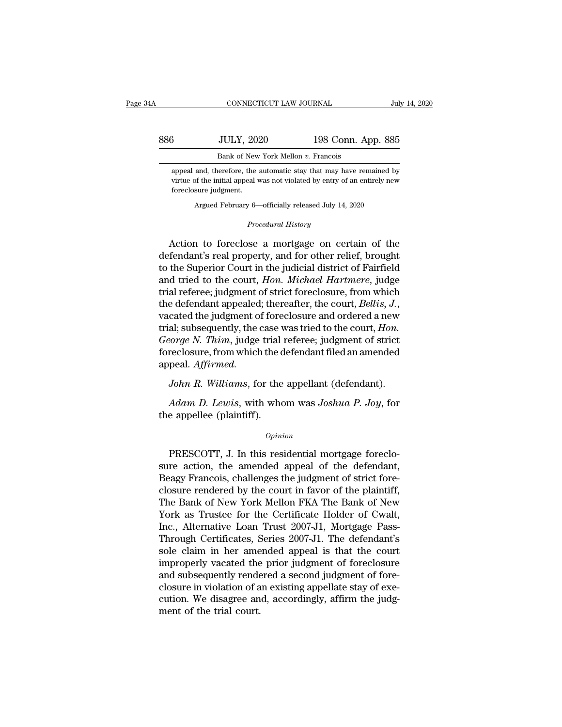appeal and, therefore, the automatic stay that may have remained by virtue of the initial appeal was not violated by entry of an entirely new foreclosure judgment.

Argued February 6—officially released July 14, 2020

*Procedural History*

Action to foreclose a mortgage on certain of the defendant's real property, and for other relief, brought to the Superior Court in the judicial district of Fairfield and tried to the court, *Hon. Michael Hartmere*, judge trial referee; judgment of strict foreclosure, from which the defendant appealed; thereafter, the court, *Bellis, J.*, vacated the judgment of foreclosure and ordered a new trial; subsequently, the case was tried to the court, *Hon. George N. Thim*, judge trial referee; judgment of strict foreclosure, from which the defendant filed an amended appeal. *Affirmed.*

*John R. Williams*, for the appellant (defendant).

*Adam D. Lewis*, with whom was *Joshua P. Joy*, for the appellee (plaintiff).

*Opinion*

PRESCOTT, J. In this residential mortgage foreclosure action, the amended appeal of the defendant, Beagy Francois, challenges the judgment of strict foreclosure rendered by the court in favor of the plaintiff, The Bank of New York Mellon FKA The Bank of New York as Trustee for the Certificate Holder of Cwalt, Inc., Alternative Loan Trust 2007-J1, Mortgage Pass-Through Certificates, Series 2007-J1. The defendant's sole claim in her amended appeal is that the court improperly vacated the prior judgment of foreclosure and subsequently rendered a second judgment of foreclosure in violation of an existing appellate stay of execution. We disagree and, accordingly, affirm the judgment of the trial court.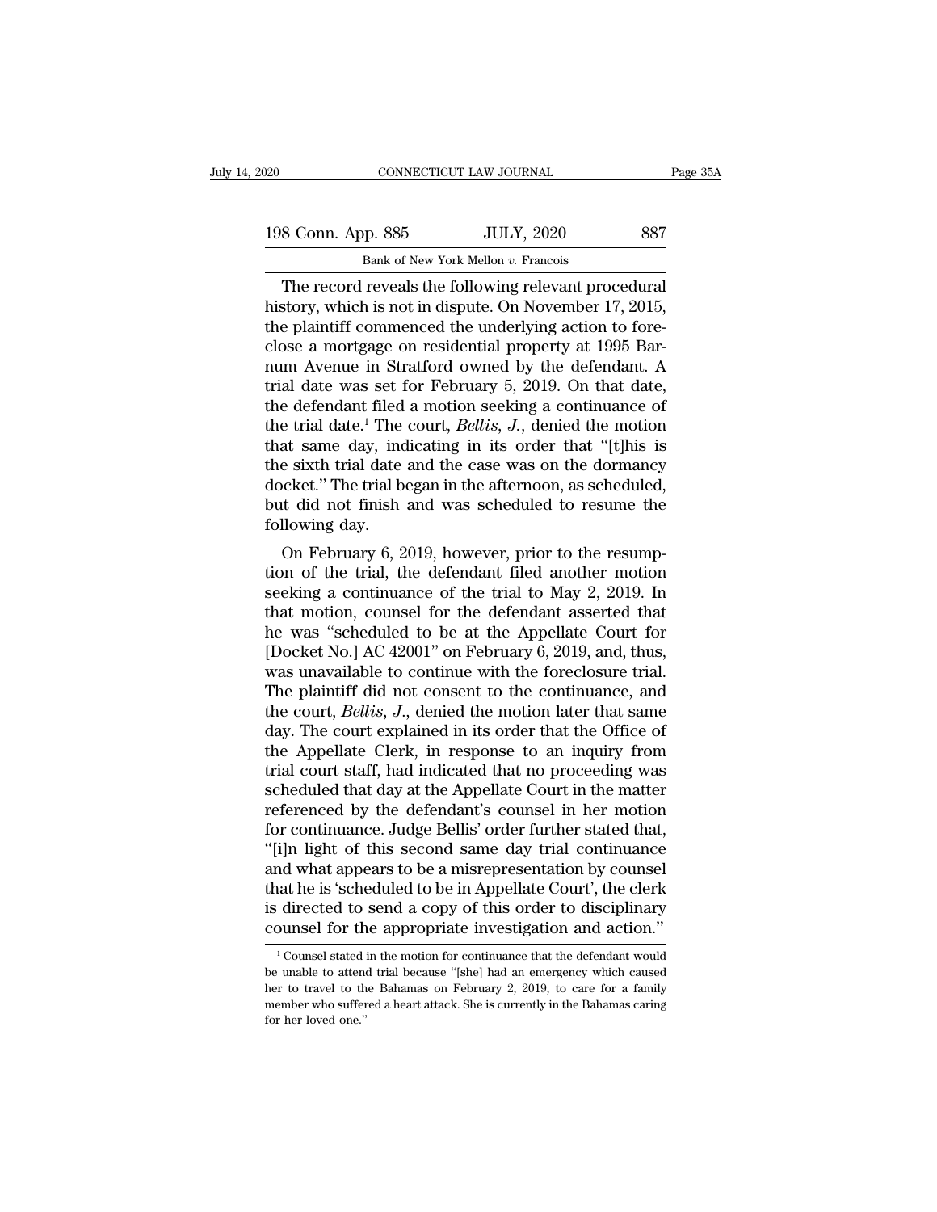The record reveals the following relevant procedural history, which is not in dispute. On November 17, 2015, the plaintiff commenced the underlying action to foreclose a mortgage on residential property at 1995 Barnum Avenue in Stratford owned by the defendant. A trial date was set for February 5, 2019. On that date, the defendant filed a motion seeking a continuance of the trial date.[1] The court, *Bellis, J.*, denied the motion that same day, indicating in its order that "[t]his is the sixth trial date and the case was on the dormancy docket." The trial began in the afternoon, as scheduled, but did not finish and was scheduled to resume the following day.

On February 6, 2019, however, prior to the resumption of the trial, the defendant filed another motion seeking a continuance of the trial to May 2, 2019. In that motion, counsel for the defendant asserted that he was "scheduled to be at the Appellate Court for [Docket No.] AC 42001" on February 6, 2019, and, thus, was unavailable to continue with the foreclosure trial. The plaintiff did not consent to the continuance, and the court, *Bellis, J.*, denied the motion later that same day. The court explained in its order that the Office of the Appellate Clerk, in response to an inquiry from trial court staff, had indicated that no proceeding was scheduled that day at the Appellate Court in the matter referenced by the defendant's counsel in her motion for continuance. Judge Bellis' order further stated that, "[i]n light of this second same day trial continuance and what appears to be a misrepresentation by counsel that he is 'scheduled to be in Appellate Court', the clerk is directed to send a copy of this order to disciplinary counsel for the appropriate investigation and action."

[1] Counsel stated in the motion for continuance that the defendant would be unable to attend trial because "[she] had an emergency which caused her to travel to the Bahamas on February 2, 2019, to care for a family member who suffered a heart attack. She is currently in the Bahamas caring for her loved one."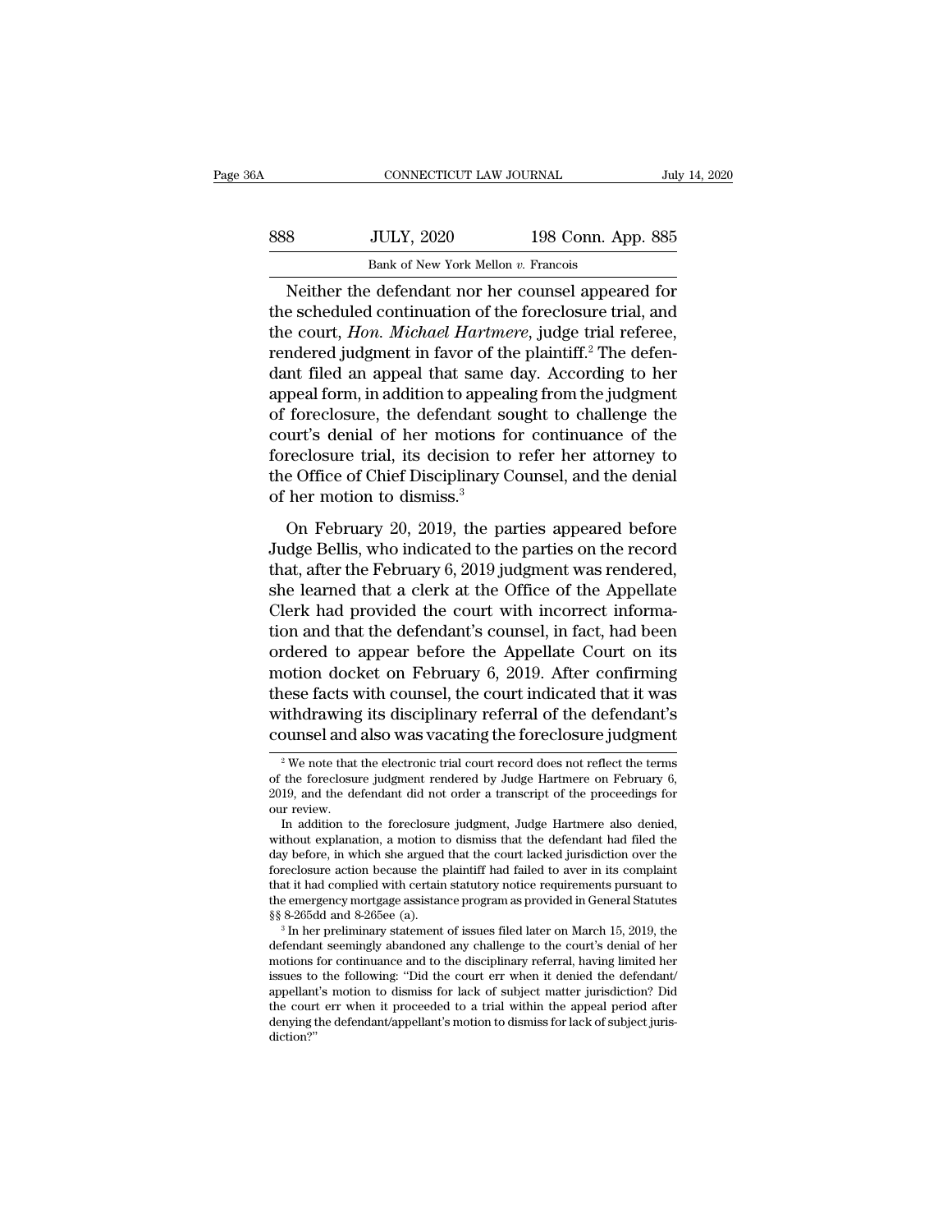Neither the defendant nor her counsel appeared for the scheduled continuation of the foreclosure trial, and the court, *Hon. Michael Hartmere*, judge trial referee, rendered judgment in favor of the plaintiff.[2] The defendant filed an appeal that same day. According to her appeal form, in addition to appealing from the judgment of foreclosure, the defendant sought to challenge the court's denial of her motions for continuance of the foreclosure trial, its decision to refer her attorney to the Office of Chief Disciplinary Counsel, and the denial of her motion to dismiss.[3]

On February 20, 2019, the parties appeared before Judge Bellis, who indicated to the parties on the record that, after the February 6, 2019 judgment was rendered, she learned that a clerk at the Office of the Appellate Clerk had provided the court with incorrect information and that the defendant's counsel, in fact, had been ordered to appear before the Appellate Court on its motion docket on February 6, 2019. After confirming these facts with counsel, the court indicated that it was withdrawing its disciplinary referral of the defendant's counsel and also was vacating the foreclosure judgment

---

[2] We note that the electronic trial court record does not reflect the terms of the foreclosure judgment rendered by Judge Hartmere on February 6, 2019, and the defendant did not order a transcript of the proceedings for our review.

In addition to the foreclosure judgment, Judge Hartmere also denied, without explanation, a motion to dismiss that the defendant had filed the day before, in which she argued that the court lacked jurisdiction over the foreclosure action because the plaintiff had failed to aver in its complaint that it had complied with certain statutory notice requirements pursuant to the emergency mortgage assistance program as provided in General Statutes §§ 8-265dd and 8-265ee (a).

[3] In her preliminary statement of issues filed later on March 15, 2019, the defendant seemingly abandoned any challenge to the court's denial of her motions for continuance and to the disciplinary referral, having limited her issues to the following: "Did the court err when it denied the defendant/appellant's motion to dismiss for lack of subject matter jurisdiction? Did the court err when it proceeded to a trial within the appeal period after denying the defendant/appellant's motion to dismiss for lack of subject jurisdiction?"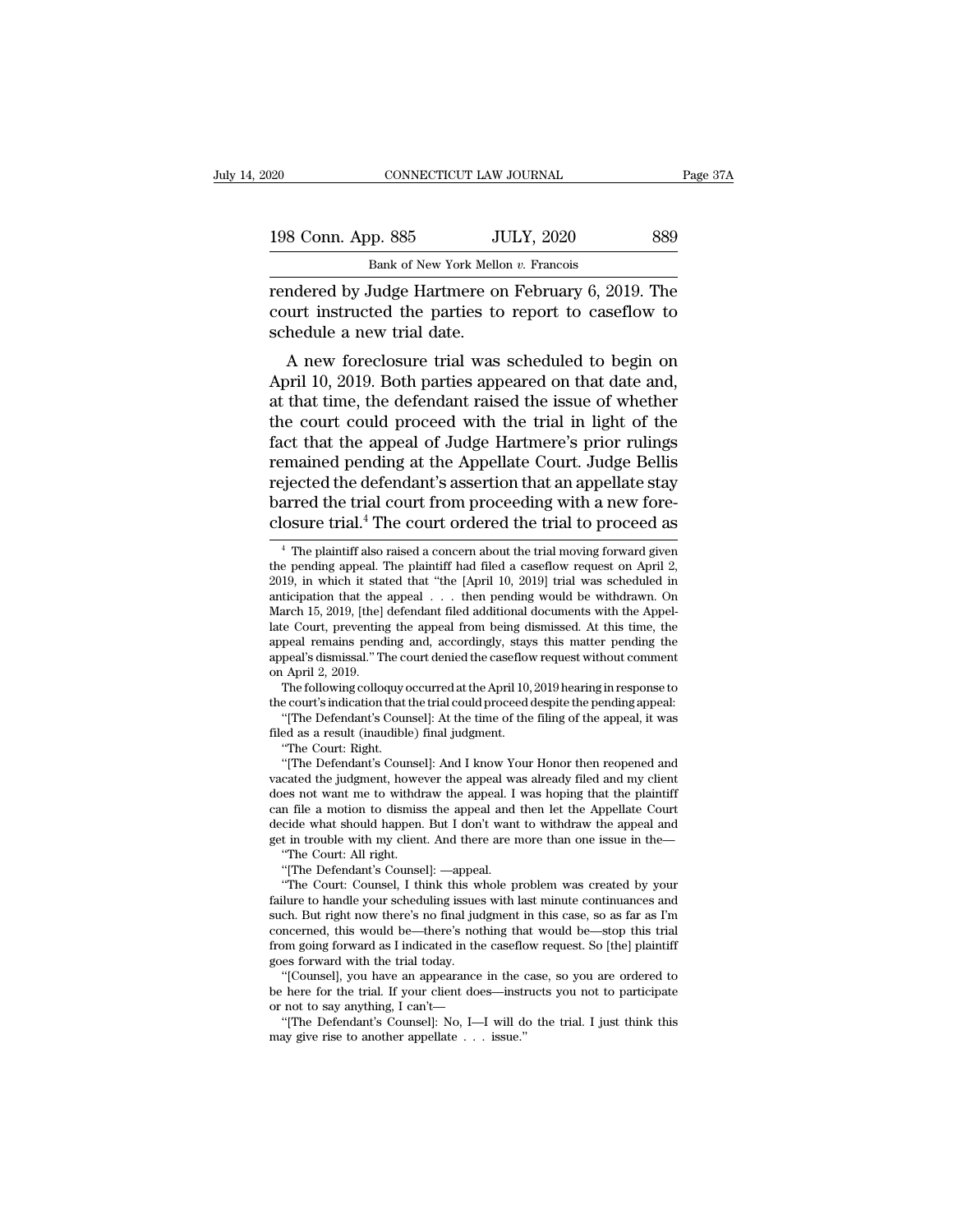rendered by Judge Hartmere on February 6, 2019. The court instructed the parties to report to caseflow to schedule a new trial date.

A new foreclosure trial was scheduled to begin on April 10, 2019. Both parties appeared on that date and, at that time, the defendant raised the issue of whether the court could proceed with the trial in light of the fact that the appeal of Judge Hartmere's prior rulings remained pending at the Appellate Court. Judge Bellis rejected the defendant's assertion that an appellate stay barred the trial court from proceeding with a new foreclosure trial.[4] The court ordered the trial to proceed as

---

[4] The plaintiff also raised a concern about the trial moving forward given the pending appeal. The plaintiff had filed a caseflow request on April 2, 2019, in which it stated that "the [April 10, 2019] trial was scheduled in anticipation that the appeal . . . then pending would be withdrawn. On March 15, 2019, [the] defendant filed additional documents with the Appellate Court, preventing the appeal from being dismissed. At this time, the appeal remains pending and, accordingly, stays this matter pending the appeal's dismissal." The court denied the caseflow request without comment on April 2, 2019.

The following colloquy occurred at the April 10, 2019 hearing in response to the court's indication that the trial could proceed despite the pending appeal:

"[The Defendant's Counsel]: At the time of the filing of the appeal, it was filed as a result (inaudible) final judgment.

"The Court: Right.

"[The Defendant's Counsel]: And I know Your Honor then reopened and vacated the judgment, however the appeal was already filed and my client does not want me to withdraw the appeal. I was hoping that the plaintiff can file a motion to dismiss the appeal and then let the Appellate Court decide what should happen. But I don't want to withdraw the appeal and get in trouble with my client. And there are more than one issue in the—

"The Court: All right.

"[The Defendant's Counsel]: —appeal.

"The Court: Counsel, I think this whole problem was created by your failure to handle your scheduling issues with last minute continuances and such. But right now there's no final judgment in this case, so as far as I'm concerned, this would be—there's nothing that would be—stop this trial from going forward as I indicated in the caseflow request. So [the] plaintiff goes forward with the trial today.

"[Counsel], you have an appearance in the case, so you are ordered to be here for the trial. If your client does—instructs you not to participate or not to say anything, I can't—

"[The Defendant's Counsel]: No, I—I will do the trial. I just think this may give rise to another appellate . . . issue."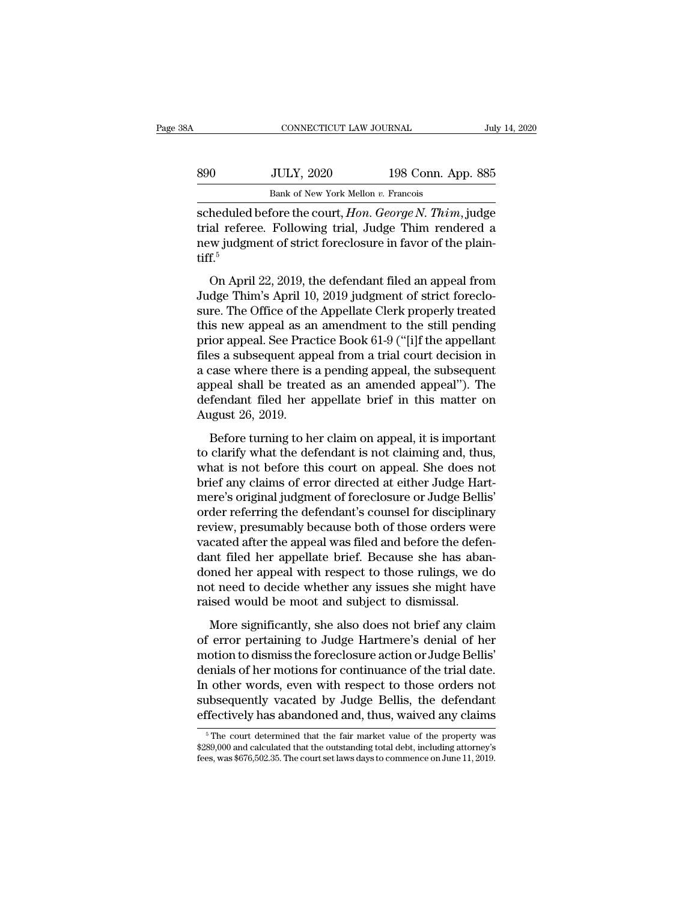scheduled before the court, *Hon. George N. Thim*, judge trial referee. Following trial, Judge Thim rendered a new judgment of strict foreclosure in favor of the plaintiff.[5]

On April 22, 2019, the defendant filed an appeal from Judge Thim's April 10, 2019 judgment of strict foreclosure. The Office of the Appellate Clerk properly treated this new appeal as an amendment to the still pending prior appeal. See Practice Book 61-9 ("[i]f the appellant files a subsequent appeal from a trial court decision in a case where there is a pending appeal, the subsequent appeal shall be treated as an amended appeal"). The defendant filed her appellate brief in this matter on August 26, 2019.

Before turning to her claim on appeal, it is important to clarify what the defendant is not claiming and, thus, what is not before this court on appeal. She does not brief any claims of error directed at either Judge Hartmere's original judgment of foreclosure or Judge Bellis' order referring the defendant's counsel for disciplinary review, presumably because both of those orders were vacated after the appeal was filed and before the defendant filed her appellate brief. Because she has abandoned her appeal with respect to those rulings, we do not need to decide whether any issues she might have raised would be moot and subject to dismissal.

More significantly, she also does not brief any claim of error pertaining to Judge Hartmere's denial of her motion to dismiss the foreclosure action or Judge Bellis' denials of her motions for continuance of the trial date. In other words, even with respect to those orders not subsequently vacated by Judge Bellis, the defendant effectively has abandoned and, thus, waived any claims

[5] The court determined that the fair market value of the property was $289,000 and calculated that the outstanding total debt, including attorney's fees, was $676,502.35. The court set laws days to commence on June 11, 2019.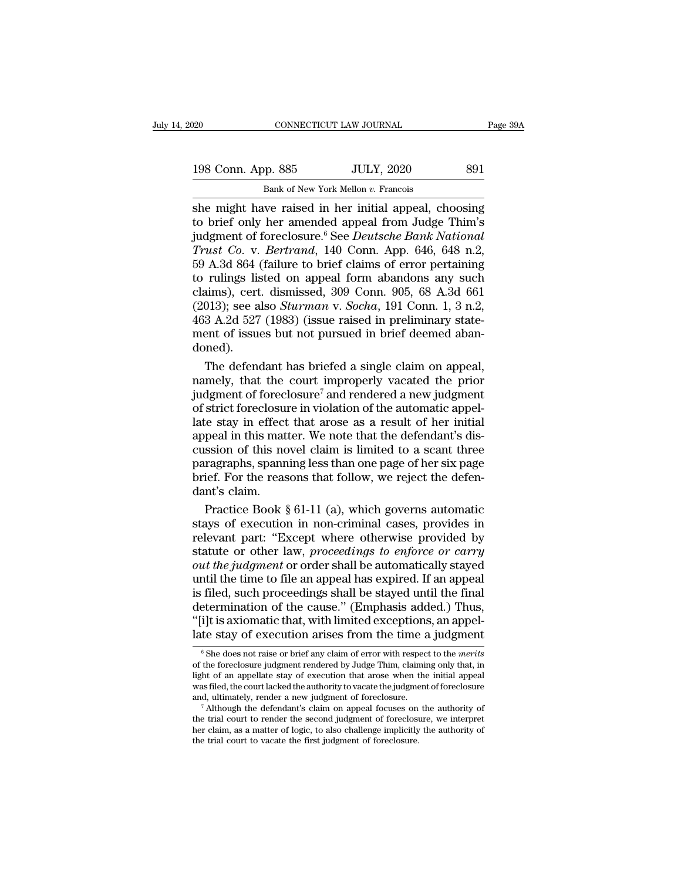she might have raised in her initial appeal, choosing to brief only her amended appeal from Judge Thim's judgment of foreclosure.[6] See *Deutsche Bank National Trust Co.* v. *Bertrand*, 140 Conn. App. 646, 648 n.2, 59 A.3d 864 (failure to brief claims of error pertaining to rulings listed on appeal form abandons any such claims), cert. dismissed, 309 Conn. 905, 68 A.3d 661 (2013); see also *Sturman* v. *Socha*, 191 Conn. 1, 3 n.2, 463 A.2d 527 (1983) (issue raised in preliminary statement of issues but not pursued in brief deemed abandoned).

The defendant has briefed a single claim on appeal, namely, that the court improperly vacated the prior judgment of foreclosure[7] and rendered a new judgment of strict foreclosure in violation of the automatic appellate stay in effect that arose as a result of her initial appeal in this matter. We note that the defendant's discussion of this novel claim is limited to a scant three paragraphs, spanning less than one page of her six page brief. For the reasons that follow, we reject the defendant's claim.

Practice Book § 61-11 (a), which governs automatic stays of execution in non-criminal cases, provides in relevant part: "Except where otherwise provided by statute or other law, *proceedings to enforce or carry out the judgment* or order shall be automatically stayed until the time to file an appeal has expired. If an appeal is filed, such proceedings shall be stayed until the final determination of the cause." (Emphasis added.) Thus, "[i]t is axiomatic that, with limited exceptions, an appellate stay of execution arises from the time a judgment

[6] She does not raise or brief any claim of error with respect to the *merits* of the foreclosure judgment rendered by Judge Thim, claiming only that, in light of an appellate stay of execution that arose when the initial appeal was filed, the court lacked the authority to vacate the judgment of foreclosure and, ultimately, render a new judgment of foreclosure.

[7] Although the defendant's claim on appeal focuses on the authority of the trial court to render the second judgment of foreclosure, we interpret her claim, as a matter of logic, to also challenge implicitly the authority of the trial court to vacate the first judgment of foreclosure.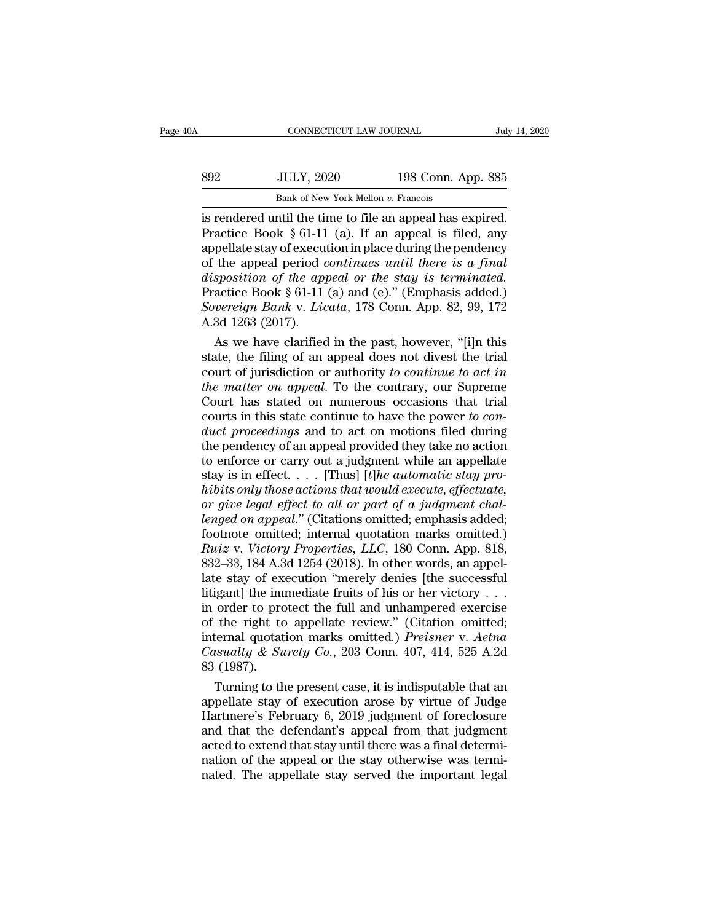is rendered until the time to file an appeal has expired. Practice Book § 61-11 (a). If an appeal is filed, any appellate stay of execution in place during the pendency of the appeal period *continues until there is a final disposition of the appeal or the stay is terminated.* Practice Book § 61-11 (a) and (e)." (Emphasis added.) *Sovereign Bank* v. *Licata*, 178 Conn. App. 82, 99, 172 A.3d 1263 (2017).

As we have clarified in the past, however, "[i]n this state, the filing of an appeal does not divest the trial court of jurisdiction or authority *to continue to act in the matter on appeal*. To the contrary, our Supreme Court has stated on numerous occasions that trial courts in this state continue to have the power *to conduct proceedings* and to act on motions filed during the pendency of an appeal provided they take no action to enforce or carry out a judgment while an appellate stay is in effect. . . . [Thus] [*t*]*he automatic stay prohibits only those actions that would execute, effectuate, or give legal effect to all or part of a judgment challenged on appeal*." (Citations omitted; emphasis added; footnote omitted; internal quotation marks omitted.) *Ruiz* v. *Victory Properties, LLC*, 180 Conn. App. 818, 832–33, 184 A.3d 1254 (2018). In other words, an appellate stay of execution "merely denies [the successful litigant] the immediate fruits of his or her victory . . . in order to protect the full and unhampered exercise of the right to appellate review." (Citation omitted; internal quotation marks omitted.) *Preisner* v. *Aetna Casualty & Surety Co.*, 203 Conn. 407, 414, 525 A.2d 83 (1987).

Turning to the present case, it is indisputable that an appellate stay of execution arose by virtue of Judge Hartmere's February 6, 2019 judgment of foreclosure and that the defendant's appeal from that judgment acted to extend that stay until there was a final determination of the appeal or the stay otherwise was terminated. The appellate stay served the important legal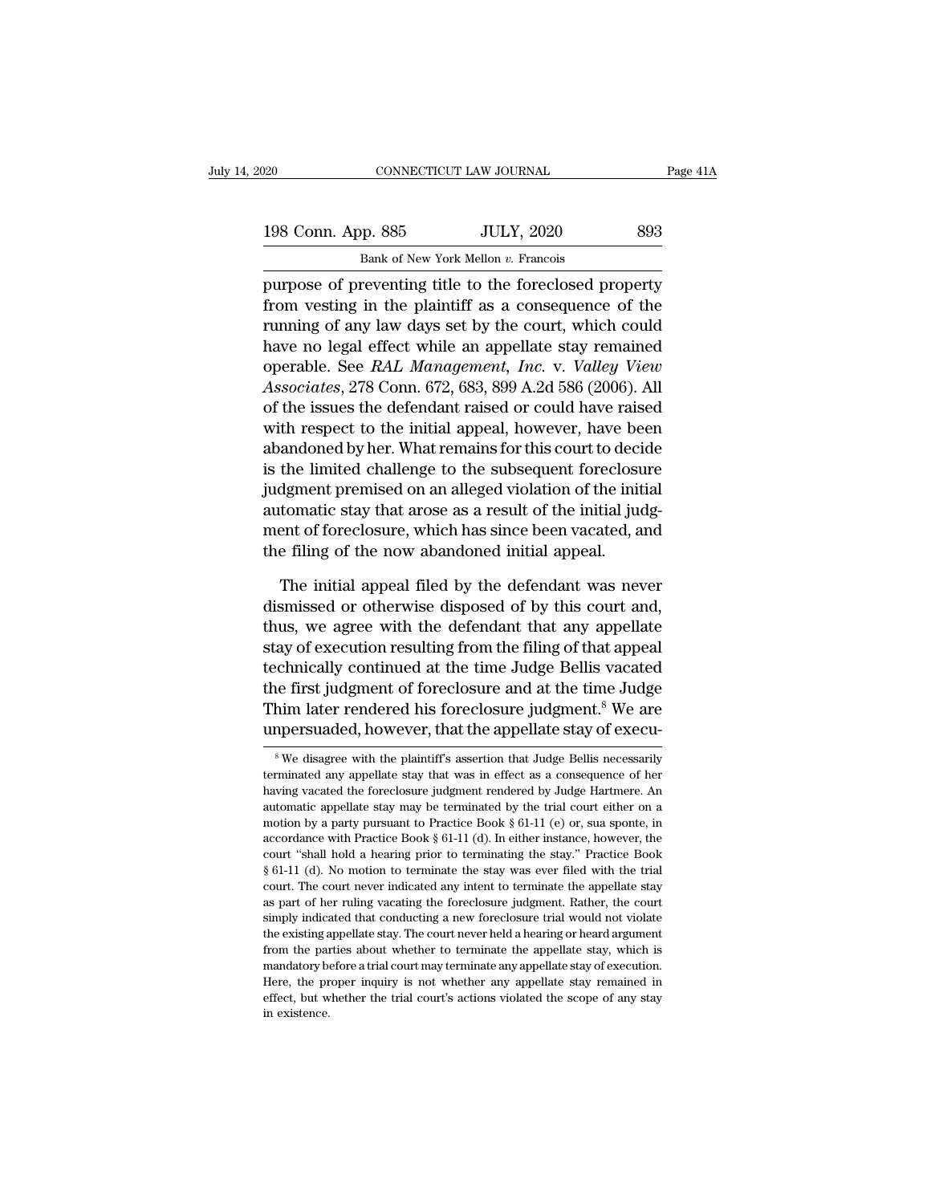purpose of preventing title to the foreclosed property from vesting in the plaintiff as a consequence of the running of any law days set by the court, which could have no legal effect while an appellate stay remained operable. See *RAL Management, Inc.* v. *Valley View Associates*, 278 Conn. 672, 683, 899 A.2d 586 (2006). All of the issues the defendant raised or could have raised with respect to the initial appeal, however, have been abandoned by her. What remains for this court to decide is the limited challenge to the subsequent foreclosure judgment premised on an alleged violation of the initial automatic stay that arose as a result of the initial judgment of foreclosure, which has since been vacated, and the filing of the now abandoned initial appeal.

The initial appeal filed by the defendant was never dismissed or otherwise disposed of by this court and, thus, we agree with the defendant that any appellate stay of execution resulting from the filing of that appeal technically continued at the time Judge Bellis vacated the first judgment of foreclosure and at the time Judge Thim later rendered his foreclosure judgment.[8] We are unpersuaded, however, that the appellate stay of execu-

[8] We disagree with the plaintiff's assertion that Judge Bellis necessarily terminated any appellate stay that was in effect as a consequence of her having vacated the foreclosure judgment rendered by Judge Hartmere. An automatic appellate stay may be terminated by the trial court either on a motion by a party pursuant to Practice Book § 61-11 (e) or, sua sponte, in accordance with Practice Book § 61-11 (d). In either instance, however, the court "shall hold a hearing prior to terminating the stay." Practice Book § 61-11 (d). No motion to terminate the stay was ever filed with the trial court. The court never indicated any intent to terminate the appellate stay as part of her ruling vacating the foreclosure judgment. Rather, the court simply indicated that conducting a new foreclosure trial would not violate the existing appellate stay. The court never held a hearing or heard argument from the parties about whether to terminate the appellate stay, which is mandatory before a trial court may terminate any appellate stay of execution. Here, the proper inquiry is not whether any appellate stay remained in effect, but whether the trial court's actions violated the scope of any stay in existence.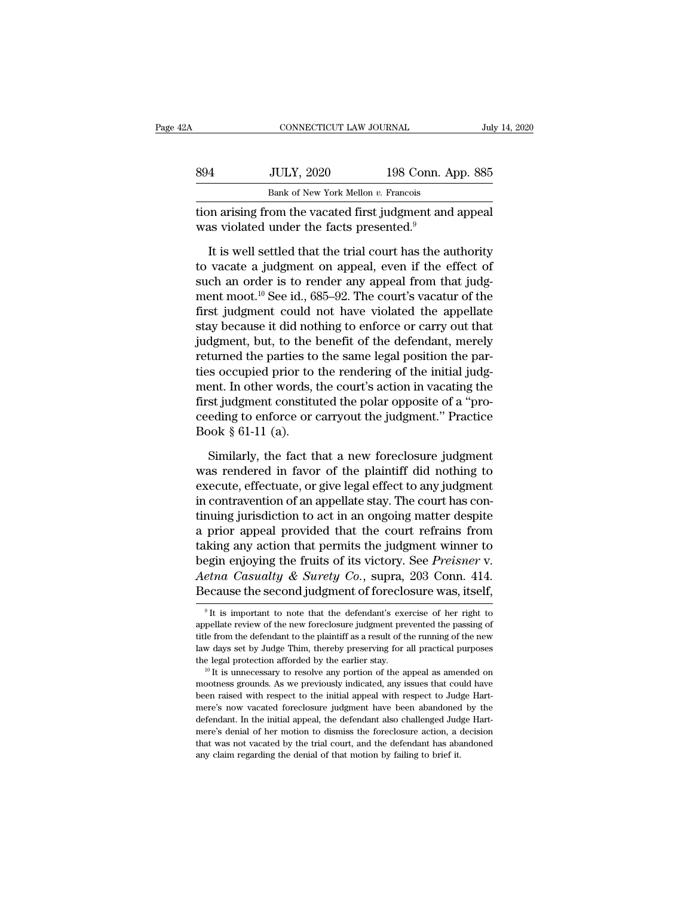tion arising from the vacated first judgment and appeal was violated under the facts presented.[9]

It is well settled that the trial court has the authority to vacate a judgment on appeal, even if the effect of such an order is to render any appeal from that judgment moot.[10] See id., 685–92. The court's vacatur of the first judgment could not have violated the appellate stay because it did nothing to enforce or carry out that judgment, but, to the benefit of the defendant, merely returned the parties to the same legal position the parties occupied prior to the rendering of the initial judgment. In other words, the court's action in vacating the first judgment constituted the polar opposite of a "proceeding to enforce or carryout the judgment." Practice Book § 61-11 (a).

Similarly, the fact that a new foreclosure judgment was rendered in favor of the plaintiff did nothing to execute, effectuate, or give legal effect to any judgment in contravention of an appellate stay. The court has continuing jurisdiction to act in an ongoing matter despite a prior appeal provided that the court refrains from taking any action that permits the judgment winner to begin enjoying the fruits of its victory. See *Preisner* v. *Aetna Casualty & Surety Co.*, supra, 203 Conn. 414. Because the second judgment of foreclosure was, itself,

---

[9] It is important to note that the defendant's exercise of her right to appellate review of the new foreclosure judgment prevented the passing of title from the defendant to the plaintiff as a result of the running of the new law days set by Judge Thim, thereby preserving for all practical purposes the legal protection afforded by the earlier stay.

[10] It is unnecessary to resolve any portion of the appeal as amended on mootness grounds. As we previously indicated, any issues that could have been raised with respect to the initial appeal with respect to Judge Hartmere's now vacated foreclosure judgment have been abandoned by the defendant. In the initial appeal, the defendant also challenged Judge Hartmere's denial of her motion to dismiss the foreclosure action, a decision that was not vacated by the trial court, and the defendant has abandoned any claim regarding the denial of that motion by failing to brief it.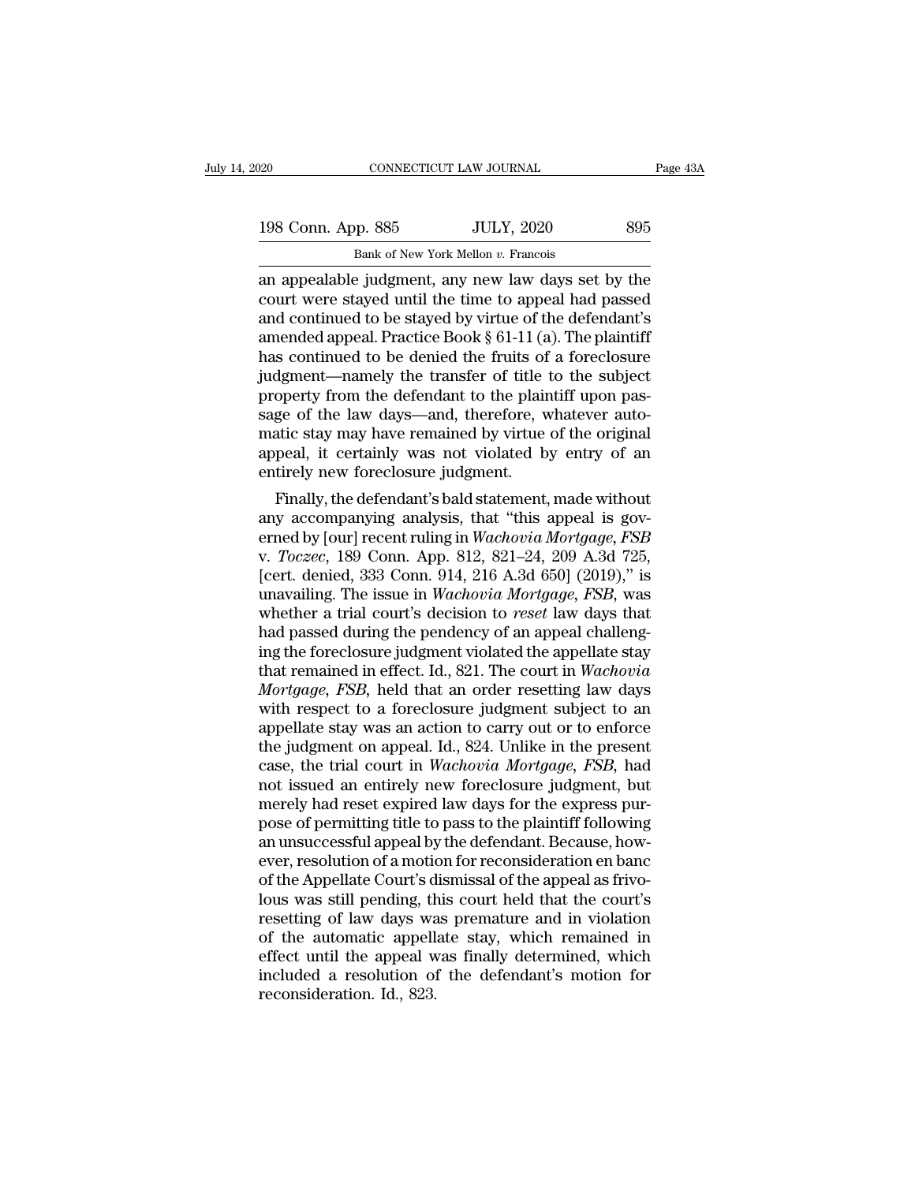an appealable judgment, any new law days set by the court were stayed until the time to appeal had passed and continued to be stayed by virtue of the defendant's amended appeal. Practice Book § 61-11 (a). The plaintiff has continued to be denied the fruits of a foreclosure judgment—namely the transfer of title to the subject property from the defendant to the plaintiff upon passage of the law days—and, therefore, whatever automatic stay may have remained by virtue of the original appeal, it certainly was not violated by entry of an entirely new foreclosure judgment.

Finally, the defendant's bald statement, made without any accompanying analysis, that "this appeal is governed by [our] recent ruling in *Wachovia Mortgage, FSB* v. *Toczec*, 189 Conn. App. 812, 821–24, 209 A.3d 725, [cert. denied, 333 Conn. 914, 216 A.3d 650] (2019)," is unavailing. The issue in *Wachovia Mortgage, FSB*, was whether a trial court's decision to *reset* law days that had passed during the pendency of an appeal challenging the foreclosure judgment violated the appellate stay that remained in effect. Id., 821. The court in *Wachovia Mortgage, FSB*, held that an order resetting law days with respect to a foreclosure judgment subject to an appellate stay was an action to carry out or to enforce the judgment on appeal. Id., 824. Unlike in the present case, the trial court in *Wachovia Mortgage, FSB*, had not issued an entirely new foreclosure judgment, but merely had reset expired law days for the express purpose of permitting title to pass to the plaintiff following an unsuccessful appeal by the defendant. Because, however, resolution of a motion for reconsideration en banc of the Appellate Court's dismissal of the appeal as frivolous was still pending, this court held that the court's resetting of law days was premature and in violation of the automatic appellate stay, which remained in effect until the appeal was finally determined, which included a resolution of the defendant's motion for reconsideration. Id., 823.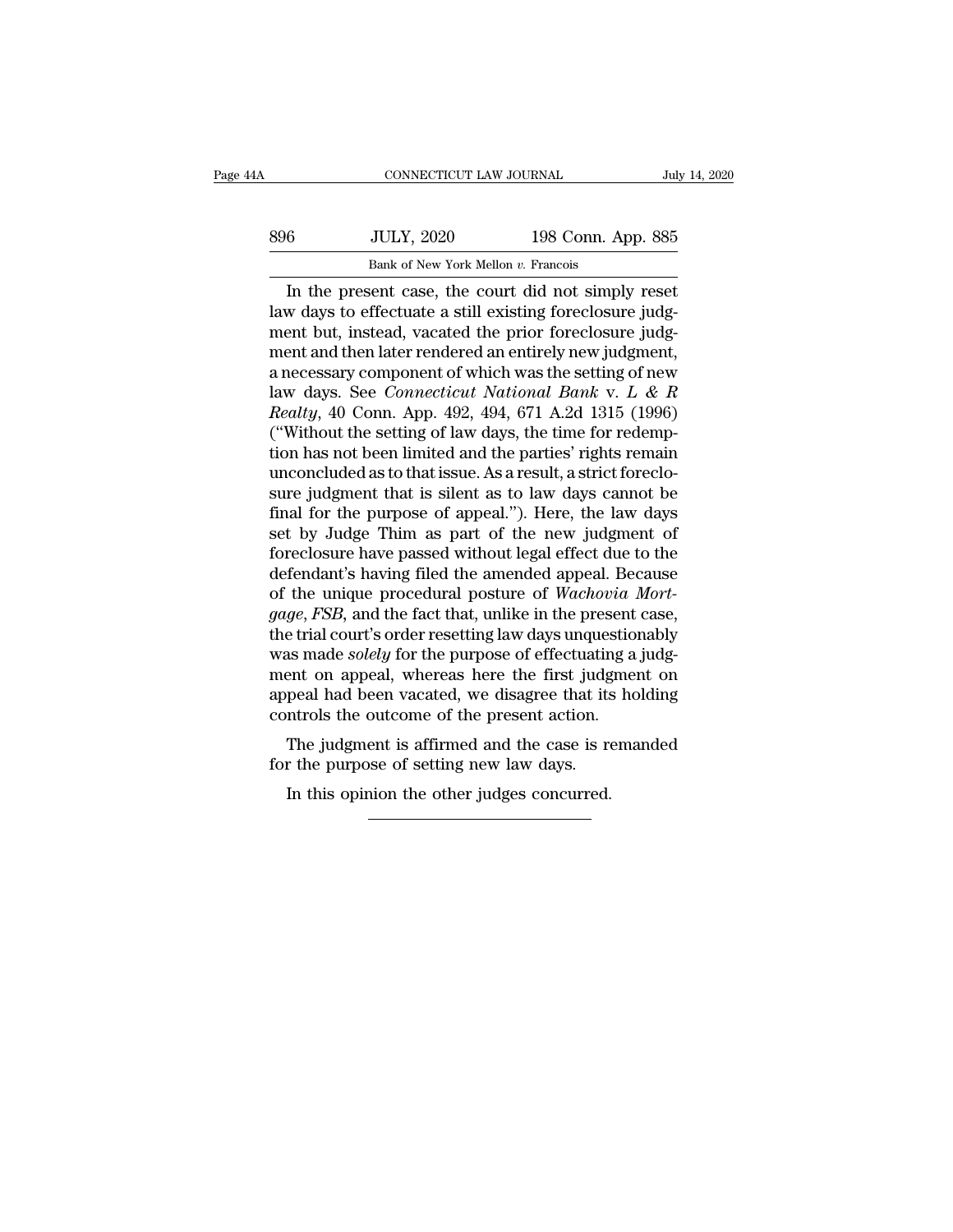In the present case, the court did not simply reset law days to effectuate a still existing foreclosure judgment but, instead, vacated the prior foreclosure judgment and then later rendered an entirely new judgment, a necessary component of which was the setting of new law days. See *Connecticut National Bank* v. *L & R Realty*, 40 Conn. App. 492, 494, 671 A.2d 1315 (1996) ("Without the setting of law days, the time for redemption has not been limited and the parties' rights remain unconcluded as to that issue. As a result, a strict foreclosure judgment that is silent as to law days cannot be final for the purpose of appeal."). Here, the law days set by Judge Thim as part of the new judgment of foreclosure have passed without legal effect due to the defendant's having filed the amended appeal. Because of the unique procedural posture of *Wachovia Mortgage, FSB*, and the fact that, unlike in the present case, the trial court's order resetting law days unquestionably was made *solely* for the purpose of effectuating a judgment on appeal, whereas here the first judgment on appeal had been vacated, we disagree that its holding controls the outcome of the present action.

The judgment is affirmed and the case is remanded for the purpose of setting new law days.

In this opinion the other judges concurred.